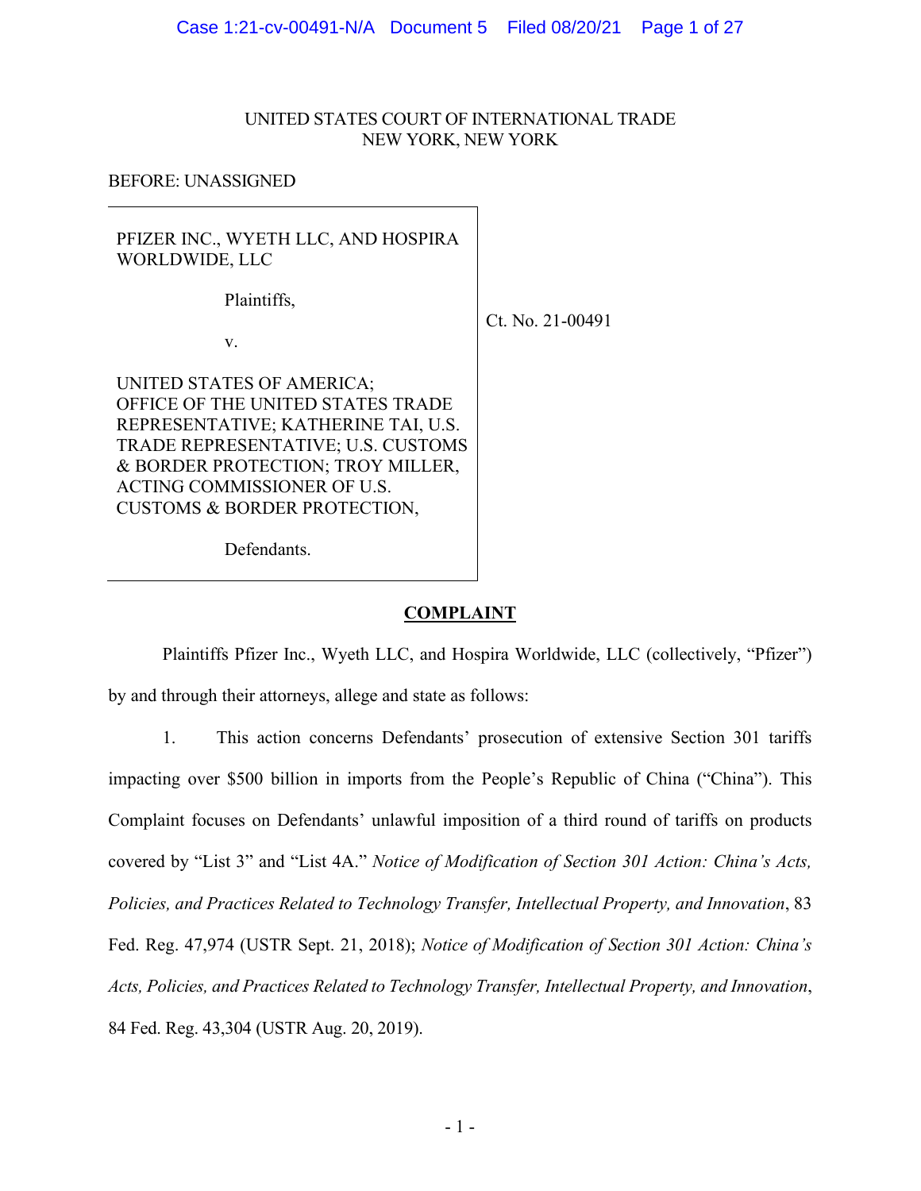UNITED STATES COURT OF INTERNATIONAL TRADE
NEW YORK, NEW YORK

BEFORE: UNASSIGNED

| | |
|---|---|
| PFIZER INC., WYETH LLC, AND HOSPIRA WORLDWIDE, LLC<br><br>Plaintiffs,<br><br>v.<br><br>UNITED STATES OF AMERICA; OFFICE OF THE UNITED STATES TRADE REPRESENTATIVE; KATHERINE TAI, U.S. TRADE REPRESENTATIVE; U.S. CUSTOMS & BORDER PROTECTION; TROY MILLER, ACTING COMMISSIONER OF U.S. CUSTOMS & BORDER PROTECTION,<br><br>Defendants. | Ct. No. 21-00491 |

## COMPLAINT

Plaintiffs Pfizer Inc., Wyeth LLC, and Hospira Worldwide, LLC (collectively, "Pfizer") by and through their attorneys, allege and state as follows:

1. This action concerns Defendants' prosecution of extensive Section 301 tariffs impacting over $500 billion in imports from the People's Republic of China ("China"). This Complaint focuses on Defendants' unlawful imposition of a third round of tariffs on products covered by "List 3" and "List 4A." *Notice of Modification of Section 301 Action: China's Acts, Policies, and Practices Related to Technology Transfer, Intellectual Property, and Innovation*, 83 Fed. Reg. 47,974 (USTR Sept. 21, 2018); *Notice of Modification of Section 301 Action: China's Acts, Policies, and Practices Related to Technology Transfer, Intellectual Property, and Innovation*, 84 Fed. Reg. 43,304 (USTR Aug. 20, 2019).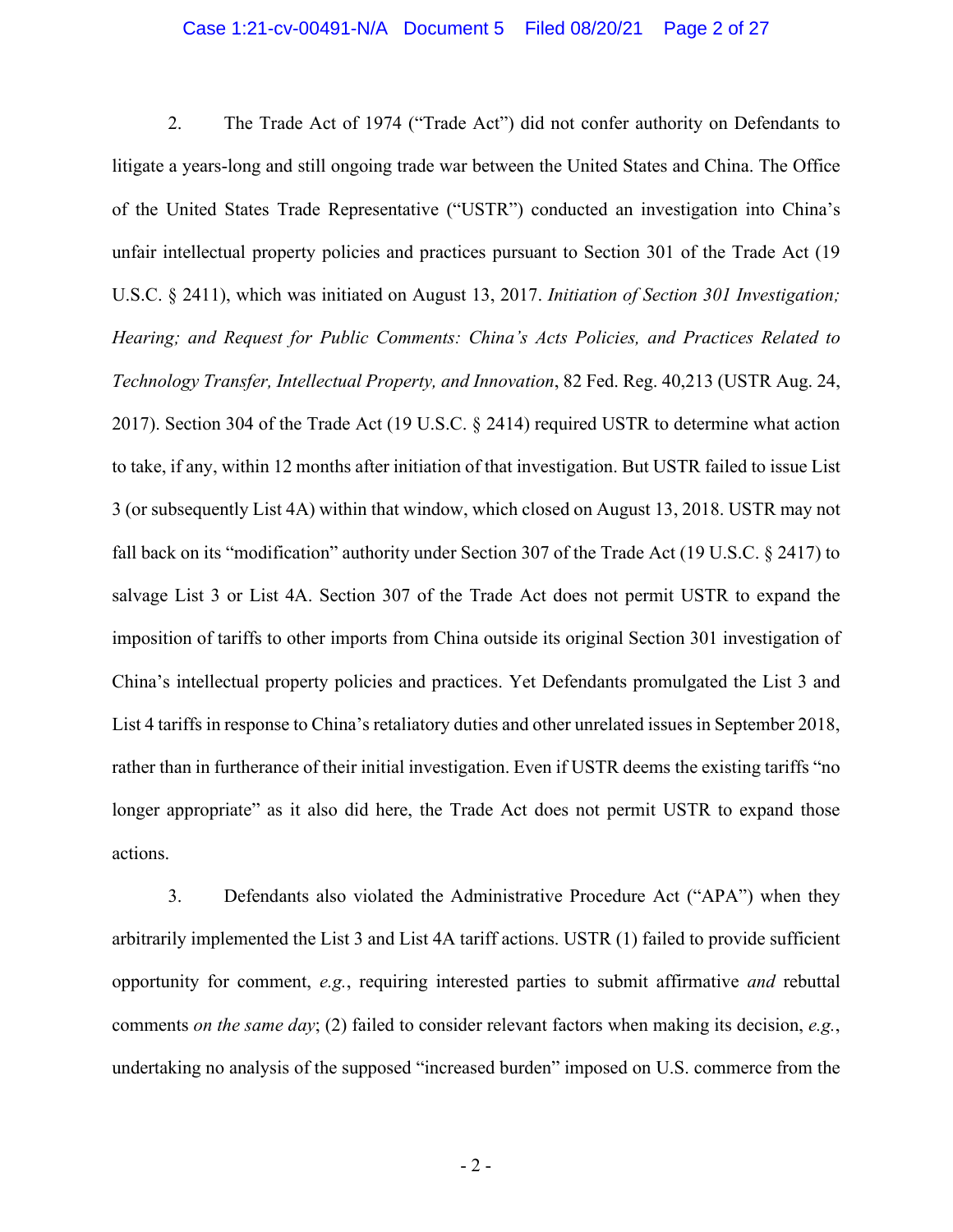2. The Trade Act of 1974 ("Trade Act") did not confer authority on Defendants to litigate a years-long and still ongoing trade war between the United States and China. The Office of the United States Trade Representative ("USTR") conducted an investigation into China's unfair intellectual property policies and practices pursuant to Section 301 of the Trade Act (19 U.S.C. § 2411), which was initiated on August 13, 2017. *Initiation of Section 301 Investigation; Hearing; and Request for Public Comments: China's Acts Policies, and Practices Related to Technology Transfer, Intellectual Property, and Innovation*, 82 Fed. Reg. 40,213 (USTR Aug. 24, 2017). Section 304 of the Trade Act (19 U.S.C. § 2414) required USTR to determine what action to take, if any, within 12 months after initiation of that investigation. But USTR failed to issue List 3 (or subsequently List 4A) within that window, which closed on August 13, 2018. USTR may not fall back on its "modification" authority under Section 307 of the Trade Act (19 U.S.C. § 2417) to salvage List 3 or List 4A. Section 307 of the Trade Act does not permit USTR to expand the imposition of tariffs to other imports from China outside its original Section 301 investigation of China's intellectual property policies and practices. Yet Defendants promulgated the List 3 and List 4 tariffs in response to China's retaliatory duties and other unrelated issues in September 2018, rather than in furtherance of their initial investigation. Even if USTR deems the existing tariffs "no longer appropriate" as it also did here, the Trade Act does not permit USTR to expand those actions.

3. Defendants also violated the Administrative Procedure Act ("APA") when they arbitrarily implemented the List 3 and List 4A tariff actions. USTR (1) failed to provide sufficient opportunity for comment, *e.g.*, requiring interested parties to submit affirmative *and* rebuttal comments *on the same day*; (2) failed to consider relevant factors when making its decision, *e.g.*, undertaking no analysis of the supposed "increased burden" imposed on U.S. commerce from the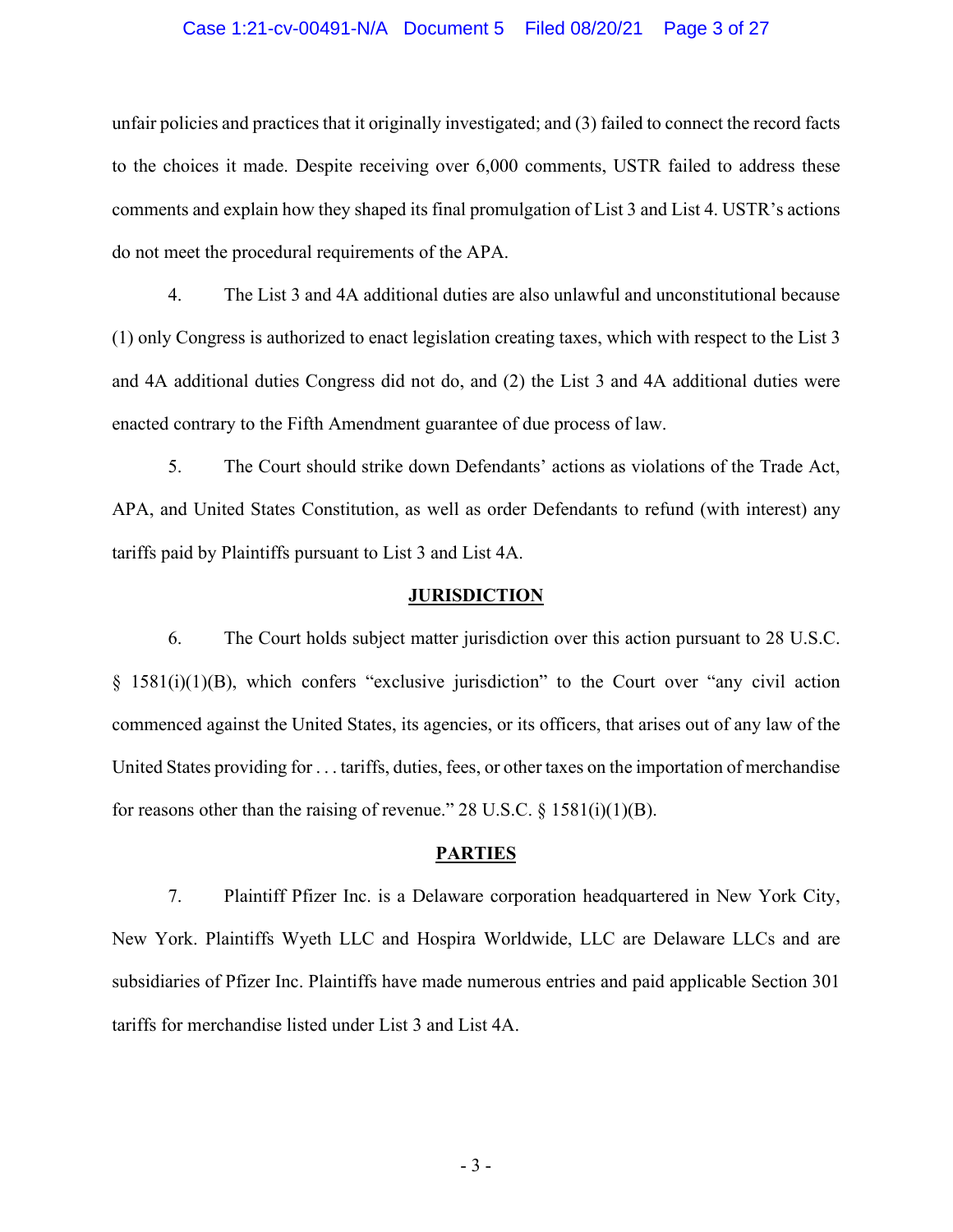unfair policies and practices that it originally investigated; and (3) failed to connect the record facts to the choices it made. Despite receiving over 6,000 comments, USTR failed to address these comments and explain how they shaped its final promulgation of List 3 and List 4. USTR's actions do not meet the procedural requirements of the APA.

4. The List 3 and 4A additional duties are also unlawful and unconstitutional because (1) only Congress is authorized to enact legislation creating taxes, which with respect to the List 3 and 4A additional duties Congress did not do, and (2) the List 3 and 4A additional duties were enacted contrary to the Fifth Amendment guarantee of due process of law.

5. The Court should strike down Defendants' actions as violations of the Trade Act, APA, and United States Constitution, as well as order Defendants to refund (with interest) any tariffs paid by Plaintiffs pursuant to List 3 and List 4A.

## JURISDICTION

6. The Court holds subject matter jurisdiction over this action pursuant to 28 U.S.C. § 1581(i)(1)(B), which confers "exclusive jurisdiction" to the Court over "any civil action commenced against the United States, its agencies, or its officers, that arises out of any law of the United States providing for . . . tariffs, duties, fees, or other taxes on the importation of merchandise for reasons other than the raising of revenue." 28 U.S.C. § 1581(i)(1)(B).

## PARTIES

7. Plaintiff Pfizer Inc. is a Delaware corporation headquartered in New York City, New York. Plaintiffs Wyeth LLC and Hospira Worldwide, LLC are Delaware LLCs and are subsidiaries of Pfizer Inc. Plaintiffs have made numerous entries and paid applicable Section 301 tariffs for merchandise listed under List 3 and List 4A.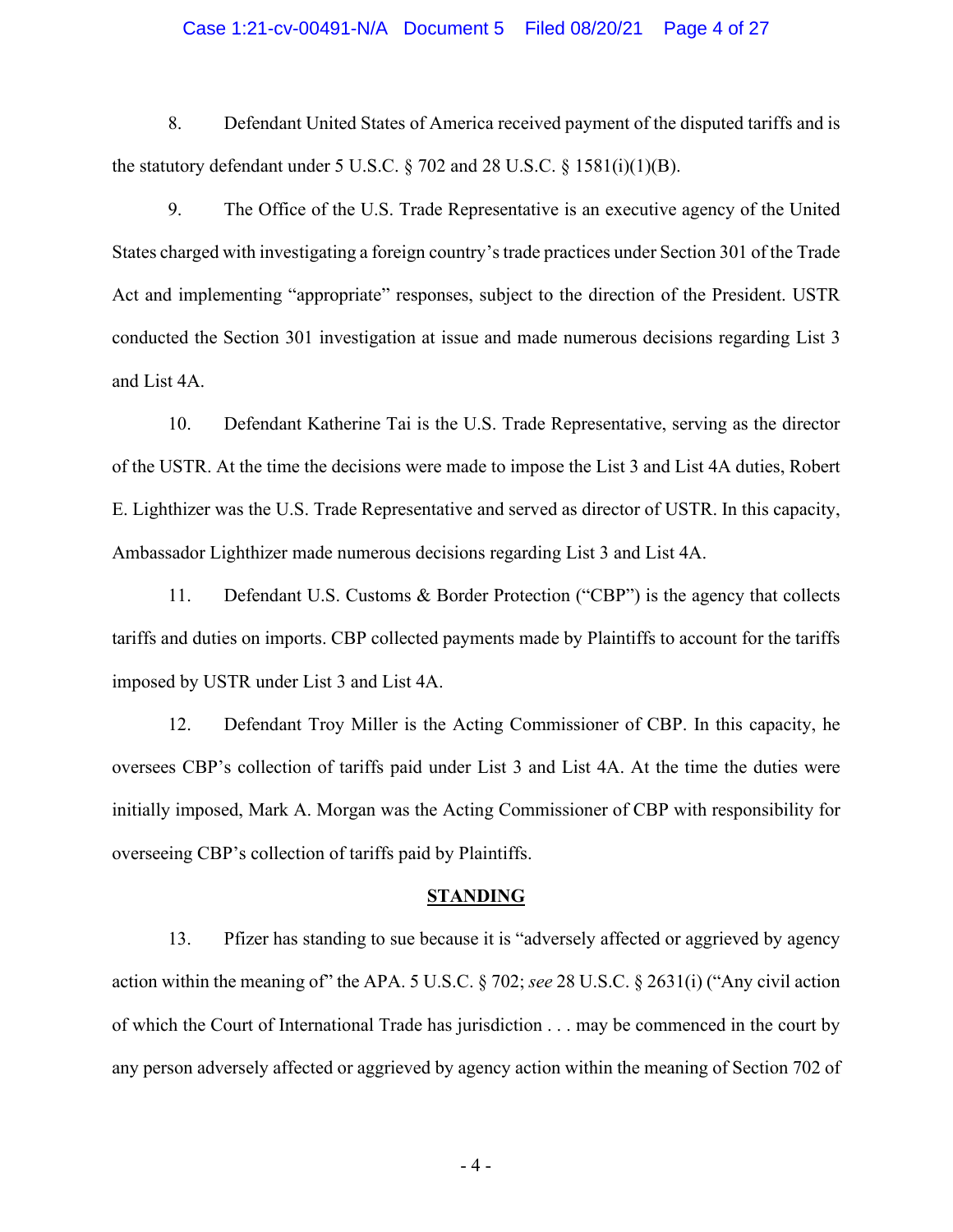8. Defendant United States of America received payment of the disputed tariffs and is the statutory defendant under 5 U.S.C. § 702 and 28 U.S.C. § 1581(i)(1)(B).

9. The Office of the U.S. Trade Representative is an executive agency of the United States charged with investigating a foreign country's trade practices under Section 301 of the Trade Act and implementing "appropriate" responses, subject to the direction of the President. USTR conducted the Section 301 investigation at issue and made numerous decisions regarding List 3 and List 4A.

10. Defendant Katherine Tai is the U.S. Trade Representative, serving as the director of the USTR. At the time the decisions were made to impose the List 3 and List 4A duties, Robert E. Lighthizer was the U.S. Trade Representative and served as director of USTR. In this capacity, Ambassador Lighthizer made numerous decisions regarding List 3 and List 4A.

11. Defendant U.S. Customs & Border Protection ("CBP") is the agency that collects tariffs and duties on imports. CBP collected payments made by Plaintiffs to account for the tariffs imposed by USTR under List 3 and List 4A.

12. Defendant Troy Miller is the Acting Commissioner of CBP. In this capacity, he oversees CBP's collection of tariffs paid under List 3 and List 4A. At the time the duties were initially imposed, Mark A. Morgan was the Acting Commissioner of CBP with responsibility for overseeing CBP's collection of tariffs paid by Plaintiffs.

## STANDING

13. Pfizer has standing to sue because it is "adversely affected or aggrieved by agency action within the meaning of" the APA. 5 U.S.C. § 702; *see* 28 U.S.C. § 2631(i) ("Any civil action of which the Court of International Trade has jurisdiction . . . may be commenced in the court by any person adversely affected or aggrieved by agency action within the meaning of Section 702 of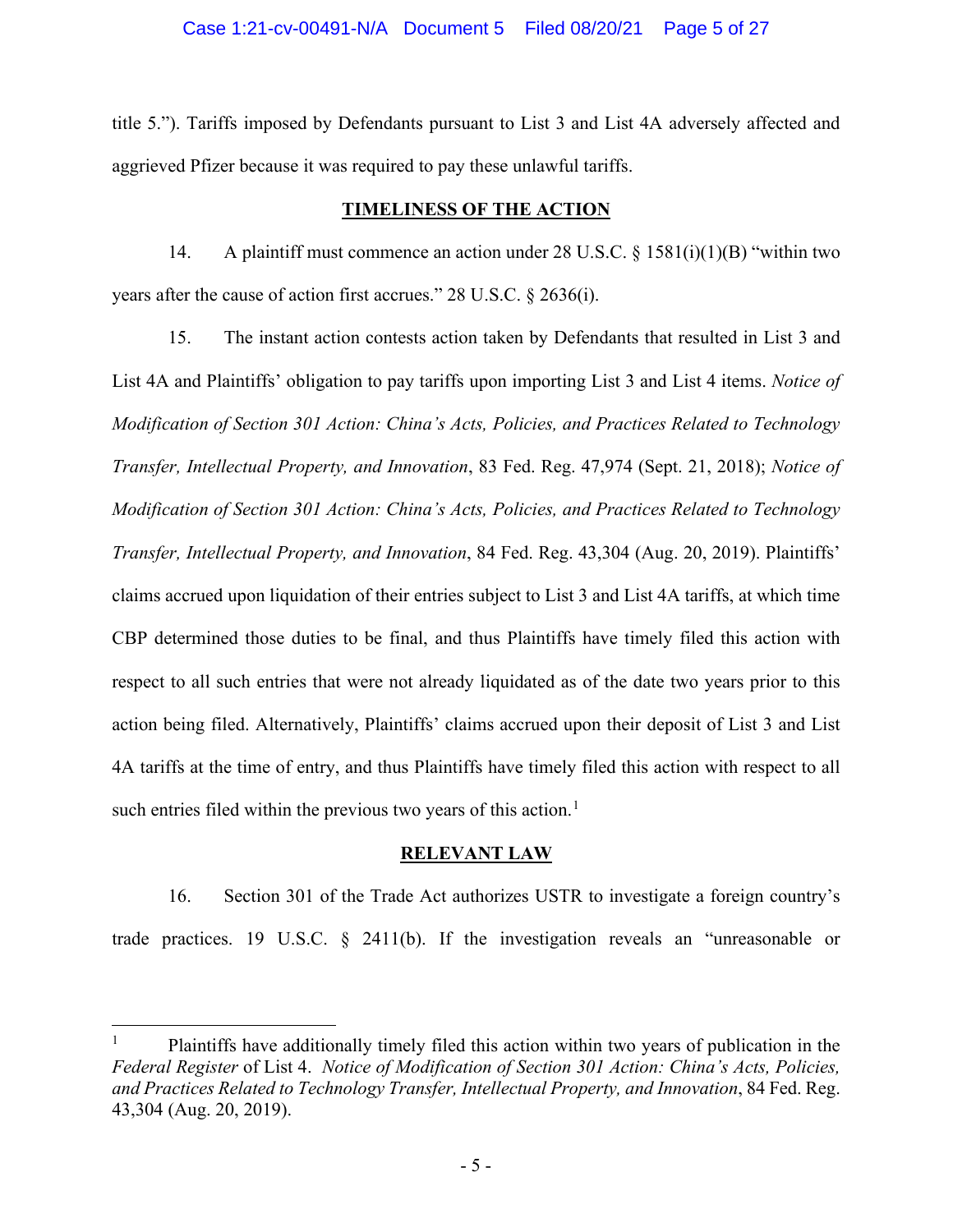title 5."). Tariffs imposed by Defendants pursuant to List 3 and List 4A adversely affected and aggrieved Pfizer because it was required to pay these unlawful tariffs.

## TIMELINESS OF THE ACTION

14. A plaintiff must commence an action under 28 U.S.C. § 1581(i)(1)(B) "within two years after the cause of action first accrues." 28 U.S.C. § 2636(i).

15. The instant action contests action taken by Defendants that resulted in List 3 and List 4A and Plaintiffs' obligation to pay tariffs upon importing List 3 and List 4 items. *Notice of Modification of Section 301 Action: China's Acts, Policies, and Practices Related to Technology Transfer, Intellectual Property, and Innovation*, 83 Fed. Reg. 47,974 (Sept. 21, 2018); *Notice of Modification of Section 301 Action: China's Acts, Policies, and Practices Related to Technology Transfer, Intellectual Property, and Innovation*, 84 Fed. Reg. 43,304 (Aug. 20, 2019). Plaintiffs' claims accrued upon liquidation of their entries subject to List 3 and List 4A tariffs, at which time CBP determined those duties to be final, and thus Plaintiffs have timely filed this action with respect to all such entries that were not already liquidated as of the date two years prior to this action being filed. Alternatively, Plaintiffs' claims accrued upon their deposit of List 3 and List 4A tariffs at the time of entry, and thus Plaintiffs have timely filed this action with respect to all such entries filed within the previous two years of this action.[1]

## RELEVANT LAW

16. Section 301 of the Trade Act authorizes USTR to investigate a foreign country's trade practices. 19 U.S.C. § 2411(b). If the investigation reveals an "unreasonable or

---

[1] Plaintiffs have additionally timely filed this action within two years of publication in the *Federal Register* of List 4. *Notice of Modification of Section 301 Action: China's Acts, Policies, and Practices Related to Technology Transfer, Intellectual Property, and Innovation*, 84 Fed. Reg. 43,304 (Aug. 20, 2019).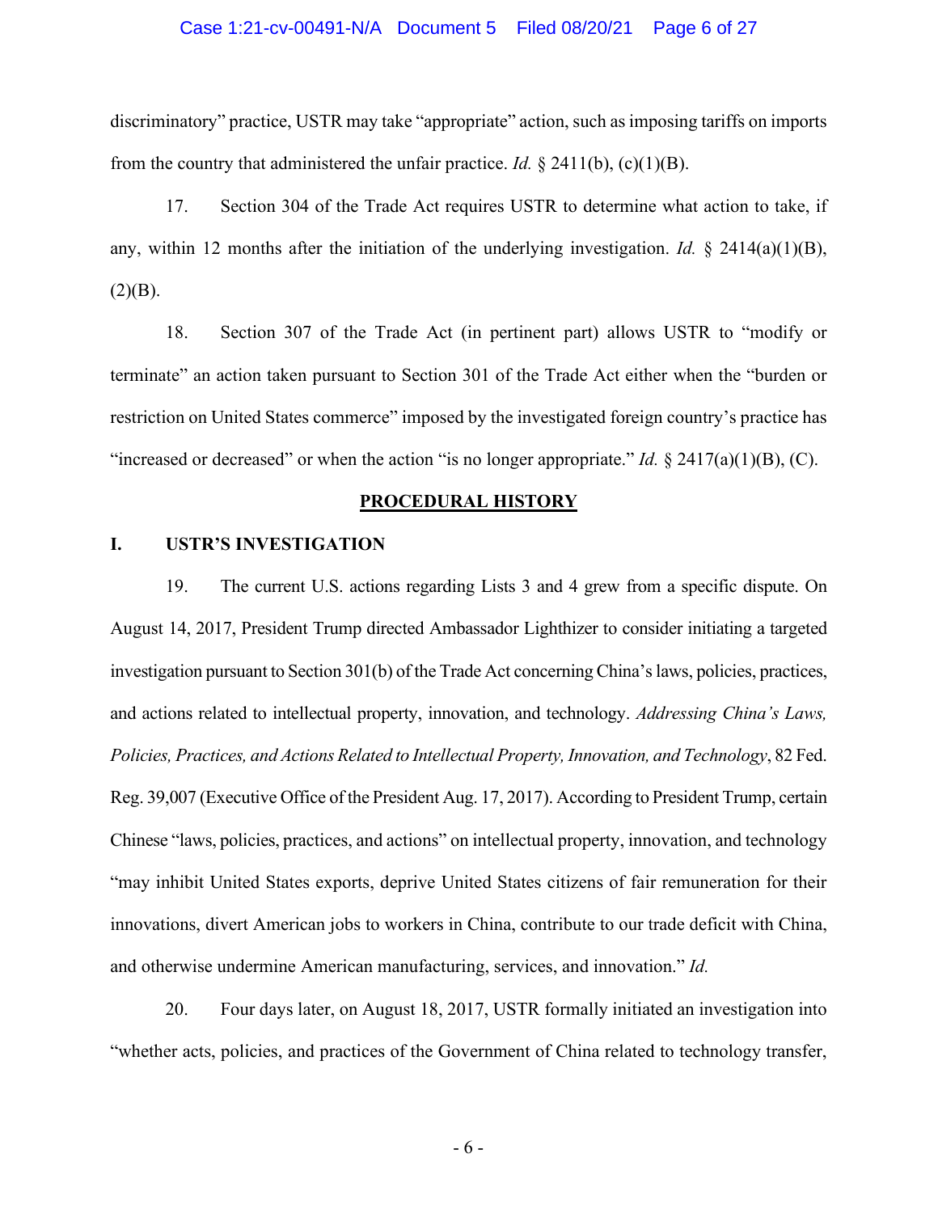discriminatory" practice, USTR may take "appropriate" action, such as imposing tariffs on imports from the country that administered the unfair practice. *Id.* § 2411(b), (c)(1)(B).

17. Section 304 of the Trade Act requires USTR to determine what action to take, if any, within 12 months after the initiation of the underlying investigation. *Id.* § 2414(a)(1)(B), (2)(B).

18. Section 307 of the Trade Act (in pertinent part) allows USTR to "modify or terminate" an action taken pursuant to Section 301 of the Trade Act either when the "burden or restriction on United States commerce" imposed by the investigated foreign country's practice has "increased or decreased" or when the action "is no longer appropriate." *Id.* § 2417(a)(1)(B), (C).

## PROCEDURAL HISTORY

### I. USTR'S INVESTIGATION

19. The current U.S. actions regarding Lists 3 and 4 grew from a specific dispute. On August 14, 2017, President Trump directed Ambassador Lighthizer to consider initiating a targeted investigation pursuant to Section 301(b) of the Trade Act concerning China's laws, policies, practices, and actions related to intellectual property, innovation, and technology. *Addressing China's Laws, Policies, Practices, and Actions Related to Intellectual Property, Innovation, and Technology*, 82 Fed. Reg. 39,007 (Executive Office of the President Aug. 17, 2017). According to President Trump, certain Chinese "laws, policies, practices, and actions" on intellectual property, innovation, and technology "may inhibit United States exports, deprive United States citizens of fair remuneration for their innovations, divert American jobs to workers in China, contribute to our trade deficit with China, and otherwise undermine American manufacturing, services, and innovation." *Id.*

20. Four days later, on August 18, 2017, USTR formally initiated an investigation into "whether acts, policies, and practices of the Government of China related to technology transfer,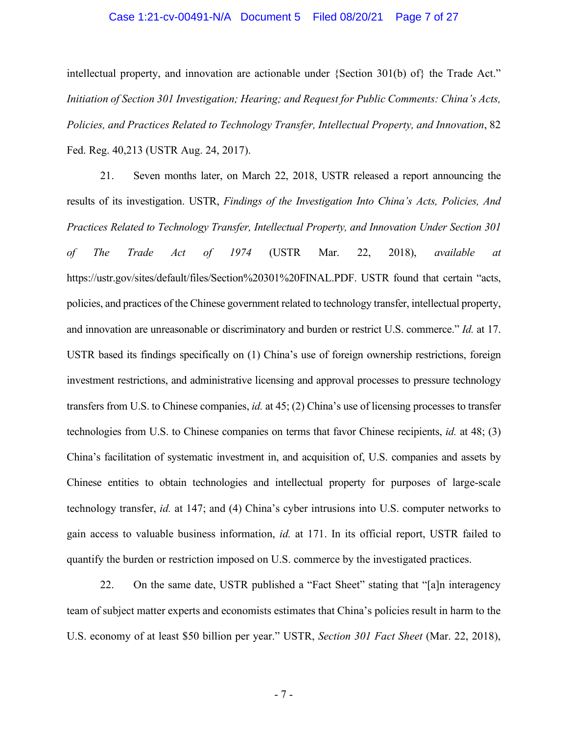intellectual property, and innovation are actionable under {Section 301(b) of} the Trade Act." *Initiation of Section 301 Investigation; Hearing; and Request for Public Comments: China's Acts, Policies, and Practices Related to Technology Transfer, Intellectual Property, and Innovation*, 82 Fed. Reg. 40,213 (USTR Aug. 24, 2017).

21. Seven months later, on March 22, 2018, USTR released a report announcing the results of its investigation. USTR, *Findings of the Investigation Into China's Acts, Policies, And Practices Related to Technology Transfer, Intellectual Property, and Innovation Under Section 301 of The Trade Act of 1974* (USTR Mar. 22, 2018), *available at* https://ustr.gov/sites/default/files/Section%20301%20FINAL.PDF. USTR found that certain "acts, policies, and practices of the Chinese government related to technology transfer, intellectual property, and innovation are unreasonable or discriminatory and burden or restrict U.S. commerce." *Id.* at 17. USTR based its findings specifically on (1) China's use of foreign ownership restrictions, foreign investment restrictions, and administrative licensing and approval processes to pressure technology transfers from U.S. to Chinese companies, *id.* at 45; (2) China's use of licensing processes to transfer technologies from U.S. to Chinese companies on terms that favor Chinese recipients, *id.* at 48; (3) China's facilitation of systematic investment in, and acquisition of, U.S. companies and assets by Chinese entities to obtain technologies and intellectual property for purposes of large-scale technology transfer, *id.* at 147; and (4) China's cyber intrusions into U.S. computer networks to gain access to valuable business information, *id.* at 171. In its official report, USTR failed to quantify the burden or restriction imposed on U.S. commerce by the investigated practices.

22. On the same date, USTR published a "Fact Sheet" stating that "[a]n interagency team of subject matter experts and economists estimates that China's policies result in harm to the U.S. economy of at least $50 billion per year." USTR, *Section 301 Fact Sheet* (Mar. 22, 2018),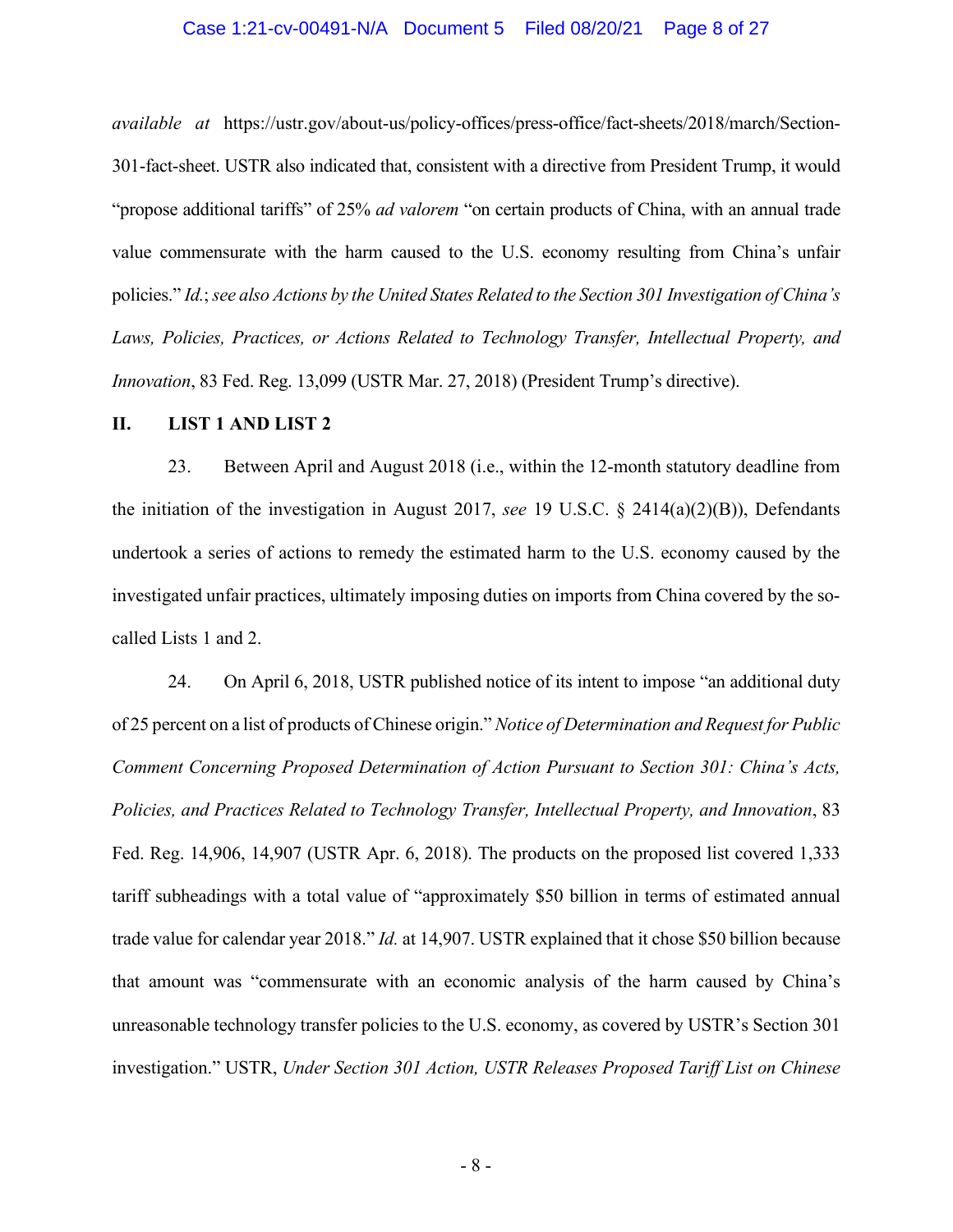*available at* https://ustr.gov/about-us/policy-offices/press-office/fact-sheets/2018/march/Section-301-fact-sheet. USTR also indicated that, consistent with a directive from President Trump, it would "propose additional tariffs" of 25% *ad valorem* "on certain products of China, with an annual trade value commensurate with the harm caused to the U.S. economy resulting from China's unfair policies." *Id.*; *see also Actions by the United States Related to the Section 301 Investigation of China's Laws, Policies, Practices, or Actions Related to Technology Transfer, Intellectual Property, and Innovation*, 83 Fed. Reg. 13,099 (USTR Mar. 27, 2018) (President Trump's directive).

## II. LIST 1 AND LIST 2

23. Between April and August 2018 (i.e., within the 12-month statutory deadline from the initiation of the investigation in August 2017, *see* 19 U.S.C. § 2414(a)(2)(B)), Defendants undertook a series of actions to remedy the estimated harm to the U.S. economy caused by the investigated unfair practices, ultimately imposing duties on imports from China covered by the so-called Lists 1 and 2.

24. On April 6, 2018, USTR published notice of its intent to impose "an additional duty of 25 percent on a list of products of Chinese origin." *Notice of Determination and Request for Public Comment Concerning Proposed Determination of Action Pursuant to Section 301: China's Acts, Policies, and Practices Related to Technology Transfer, Intellectual Property, and Innovation*, 83 Fed. Reg. 14,906, 14,907 (USTR Apr. 6, 2018). The products on the proposed list covered 1,333 tariff subheadings with a total value of "approximately $50 billion in terms of estimated annual trade value for calendar year 2018." *Id.* at 14,907. USTR explained that it chose $50 billion because that amount was "commensurate with an economic analysis of the harm caused by China's unreasonable technology transfer policies to the U.S. economy, as covered by USTR's Section 301 investigation." USTR, *Under Section 301 Action, USTR Releases Proposed Tariff List on Chinese*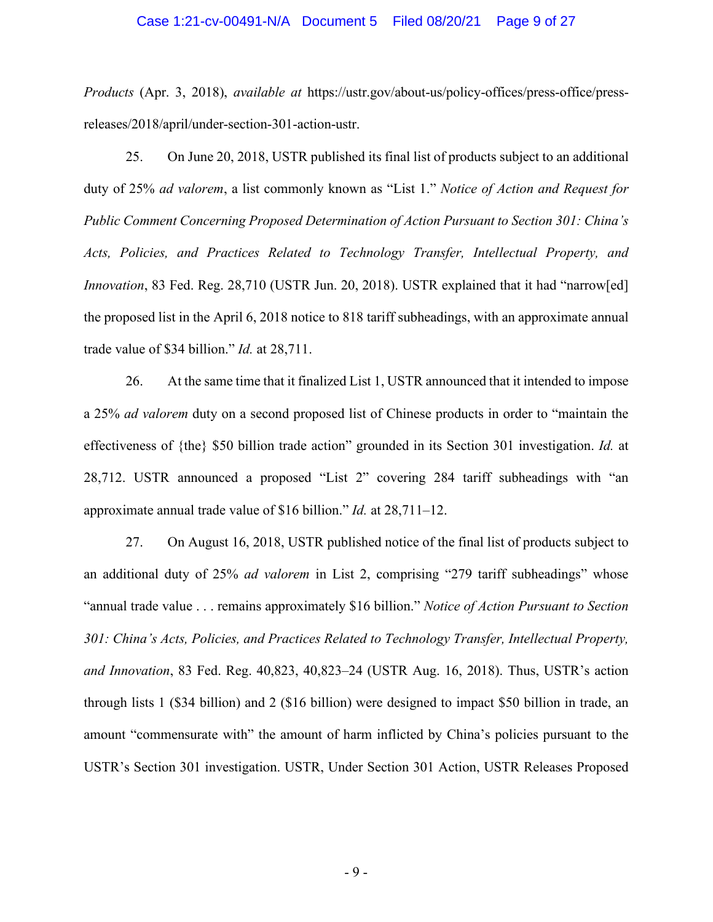*Products* (Apr. 3, 2018), *available at* https://ustr.gov/about-us/policy-offices/press-office/press-releases/2018/april/under-section-301-action-ustr.

25. On June 20, 2018, USTR published its final list of products subject to an additional duty of 25% *ad valorem*, a list commonly known as "List 1." *Notice of Action and Request for Public Comment Concerning Proposed Determination of Action Pursuant to Section 301: China's Acts, Policies, and Practices Related to Technology Transfer, Intellectual Property, and Innovation*, 83 Fed. Reg. 28,710 (USTR Jun. 20, 2018). USTR explained that it had "narrow[ed] the proposed list in the April 6, 2018 notice to 818 tariff subheadings, with an approximate annual trade value of $34 billion." *Id.* at 28,711.

26. At the same time that it finalized List 1, USTR announced that it intended to impose a 25% *ad valorem* duty on a second proposed list of Chinese products in order to "maintain the effectiveness of {the} $50 billion trade action" grounded in its Section 301 investigation. *Id.* at 28,712. USTR announced a proposed "List 2" covering 284 tariff subheadings with "an approximate annual trade value of $16 billion." *Id.* at 28,711–12.

27. On August 16, 2018, USTR published notice of the final list of products subject to an additional duty of 25% *ad valorem* in List 2, comprising "279 tariff subheadings" whose "annual trade value . . . remains approximately $16 billion." *Notice of Action Pursuant to Section 301: China's Acts, Policies, and Practices Related to Technology Transfer, Intellectual Property, and Innovation*, 83 Fed. Reg. 40,823, 40,823–24 (USTR Aug. 16, 2018). Thus, USTR's action through lists 1 ($34 billion) and 2 ($16 billion) were designed to impact $50 billion in trade, an amount "commensurate with" the amount of harm inflicted by China's policies pursuant to the USTR's Section 301 investigation. USTR, Under Section 301 Action, USTR Releases Proposed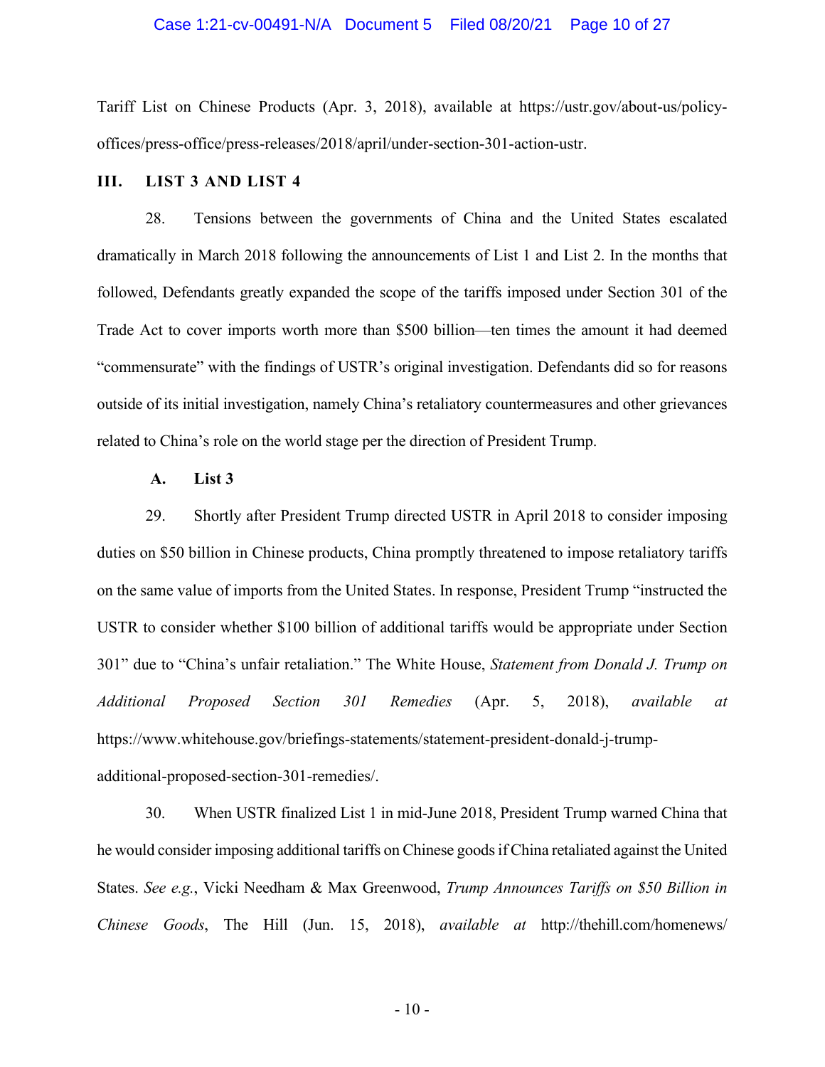Tariff List on Chinese Products (Apr. 3, 2018), available at https://ustr.gov/about-us/policy-offices/press-office/press-releases/2018/april/under-section-301-action-ustr.

## III. LIST 3 AND LIST 4

28. Tensions between the governments of China and the United States escalated dramatically in March 2018 following the announcements of List 1 and List 2. In the months that followed, Defendants greatly expanded the scope of the tariffs imposed under Section 301 of the Trade Act to cover imports worth more than $500 billion—ten times the amount it had deemed "commensurate" with the findings of USTR's original investigation. Defendants did so for reasons outside of its initial investigation, namely China's retaliatory countermeasures and other grievances related to China's role on the world stage per the direction of President Trump.

### A. List 3

29. Shortly after President Trump directed USTR in April 2018 to consider imposing duties on $50 billion in Chinese products, China promptly threatened to impose retaliatory tariffs on the same value of imports from the United States. In response, President Trump "instructed the USTR to consider whether $100 billion of additional tariffs would be appropriate under Section 301" due to "China's unfair retaliation." The White House, *Statement from Donald J. Trump on Additional Proposed Section 301 Remedies* (Apr. 5, 2018), *available at* https://www.whitehouse.gov/briefings-statements/statement-president-donald-j-trump-additional-proposed-section-301-remedies/.

30. When USTR finalized List 1 in mid-June 2018, President Trump warned China that he would consider imposing additional tariffs on Chinese goods if China retaliated against the United States. *See e.g.*, Vicki Needham & Max Greenwood, *Trump Announces Tariffs on $50 Billion in Chinese Goods*, The Hill (Jun. 15, 2018), *available at* http://thehill.com/homenews/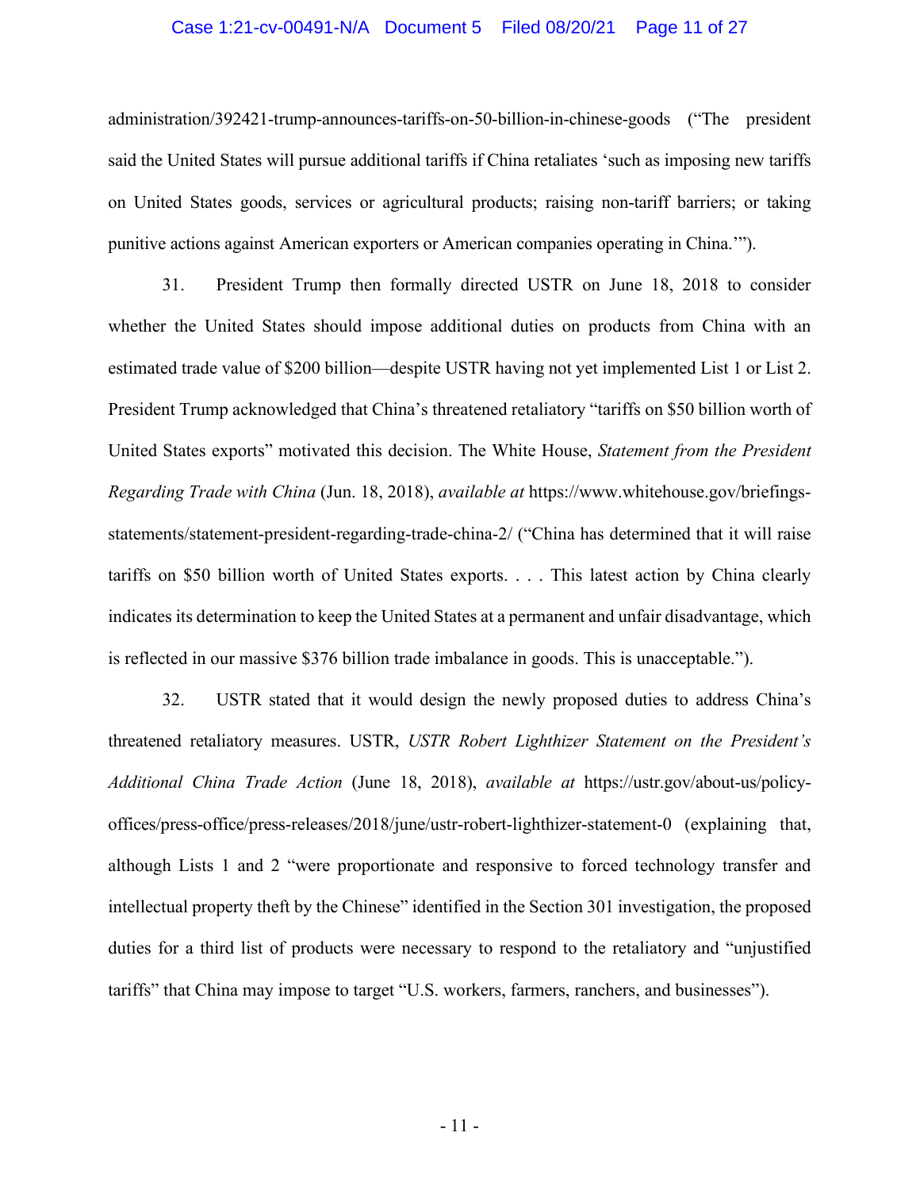administration/392421-trump-announces-tariffs-on-50-billion-in-chinese-goods ("The president said the United States will pursue additional tariffs if China retaliates 'such as imposing new tariffs on United States goods, services or agricultural products; raising non-tariff barriers; or taking punitive actions against American exporters or American companies operating in China.'").

31. President Trump then formally directed USTR on June 18, 2018 to consider whether the United States should impose additional duties on products from China with an estimated trade value of $200 billion—despite USTR having not yet implemented List 1 or List 2. President Trump acknowledged that China's threatened retaliatory "tariffs on $50 billion worth of United States exports" motivated this decision. The White House, *Statement from the President Regarding Trade with China* (Jun. 18, 2018), *available at* https://www.whitehouse.gov/briefings-statements/statement-president-regarding-trade-china-2/ ("China has determined that it will raise tariffs on $50 billion worth of United States exports. . . . This latest action by China clearly indicates its determination to keep the United States at a permanent and unfair disadvantage, which is reflected in our massive $376 billion trade imbalance in goods. This is unacceptable.").

32. USTR stated that it would design the newly proposed duties to address China's threatened retaliatory measures. USTR, *USTR Robert Lighthizer Statement on the President's Additional China Trade Action* (June 18, 2018), *available at* https://ustr.gov/about-us/policy-offices/press-office/press-releases/2018/june/ustr-robert-lighthizer-statement-0 (explaining that, although Lists 1 and 2 "were proportionate and responsive to forced technology transfer and intellectual property theft by the Chinese" identified in the Section 301 investigation, the proposed duties for a third list of products were necessary to respond to the retaliatory and "unjustified tariffs" that China may impose to target "U.S. workers, farmers, ranchers, and businesses").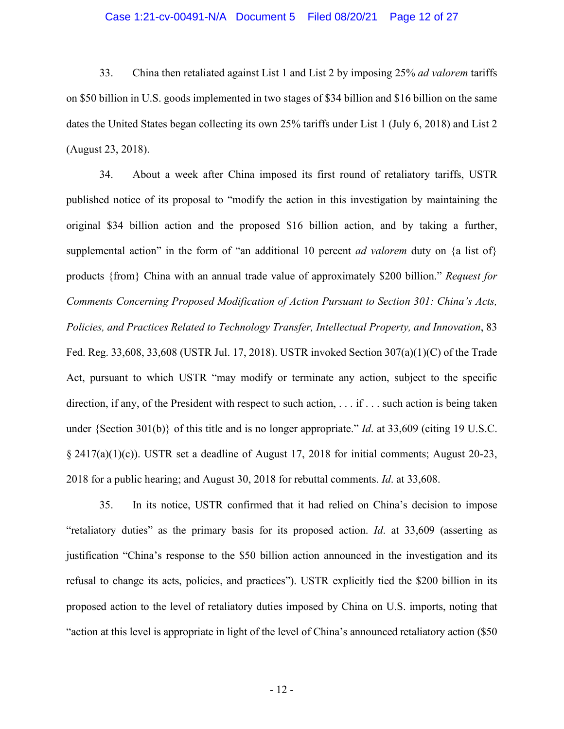33. China then retaliated against List 1 and List 2 by imposing 25% *ad valorem* tariffs on $50 billion in U.S. goods implemented in two stages of $34 billion and $16 billion on the same dates the United States began collecting its own 25% tariffs under List 1 (July 6, 2018) and List 2 (August 23, 2018).

34. About a week after China imposed its first round of retaliatory tariffs, USTR published notice of its proposal to "modify the action in this investigation by maintaining the original $34 billion action and the proposed $16 billion action, and by taking a further, supplemental action" in the form of "an additional 10 percent *ad valorem* duty on {a list of} products {from} China with an annual trade value of approximately $200 billion." *Request for Comments Concerning Proposed Modification of Action Pursuant to Section 301: China's Acts, Policies, and Practices Related to Technology Transfer, Intellectual Property, and Innovation*, 83 Fed. Reg. 33,608, 33,608 (USTR Jul. 17, 2018). USTR invoked Section 307(a)(1)(C) of the Trade Act, pursuant to which USTR "may modify or terminate any action, subject to the specific direction, if any, of the President with respect to such action, . . . if . . . such action is being taken under {Section 301(b)} of this title and is no longer appropriate." *Id*. at 33,609 (citing 19 U.S.C. § 2417(a)(1)(c)). USTR set a deadline of August 17, 2018 for initial comments; August 20-23, 2018 for a public hearing; and August 30, 2018 for rebuttal comments. *Id*. at 33,608.

35. In its notice, USTR confirmed that it had relied on China's decision to impose "retaliatory duties" as the primary basis for its proposed action. *Id*. at 33,609 (asserting as justification "China's response to the $50 billion action announced in the investigation and its refusal to change its acts, policies, and practices"). USTR explicitly tied the $200 billion in its proposed action to the level of retaliatory duties imposed by China on U.S. imports, noting that "action at this level is appropriate in light of the level of China's announced retaliatory action ($50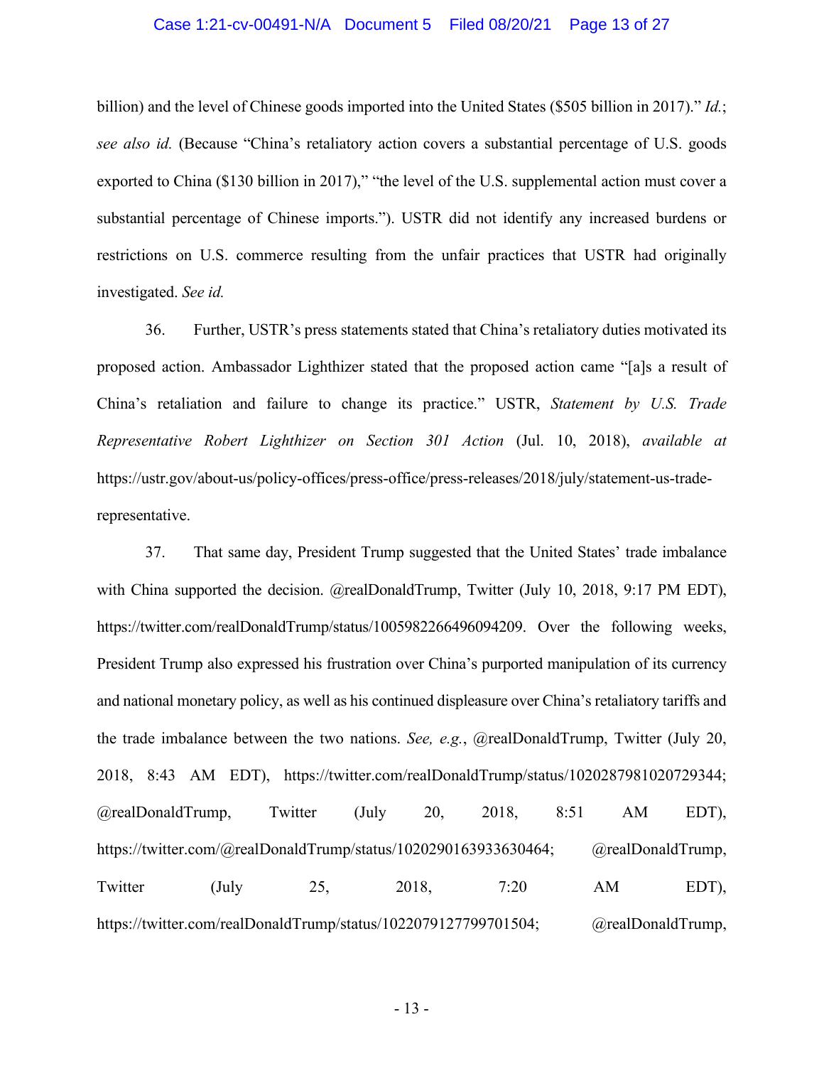billion) and the level of Chinese goods imported into the United States ($505 billion in 2017)." *Id.*; *see also id.* (Because "China's retaliatory action covers a substantial percentage of U.S. goods exported to China ($130 billion in 2017)," "the level of the U.S. supplemental action must cover a substantial percentage of Chinese imports."). USTR did not identify any increased burdens or restrictions on U.S. commerce resulting from the unfair practices that USTR had originally investigated. *See id.*

36. Further, USTR's press statements stated that China's retaliatory duties motivated its proposed action. Ambassador Lighthizer stated that the proposed action came "[a]s a result of China's retaliation and failure to change its practice." USTR, *Statement by U.S. Trade Representative Robert Lighthizer on Section 301 Action* (Jul. 10, 2018), *available at* https://ustr.gov/about-us/policy-offices/press-office/press-releases/2018/july/statement-us-trade-representative.

37. That same day, President Trump suggested that the United States' trade imbalance with China supported the decision. @realDonaldTrump, Twitter (July 10, 2018, 9:17 PM EDT), https://twitter.com/realDonaldTrump/status/1005982266496094209. Over the following weeks, President Trump also expressed his frustration over China's purported manipulation of its currency and national monetary policy, as well as his continued displeasure over China's retaliatory tariffs and the trade imbalance between the two nations. *See, e.g.*, @realDonaldTrump, Twitter (July 20, 2018, 8:43 AM EDT), https://twitter.com/realDonaldTrump/status/1020287981020729344; @realDonaldTrump, Twitter (July 20, 2018, 8:51 AM EDT), https://twitter.com/@realDonaldTrump/status/1020290163933630464; @realDonaldTrump, Twitter (July 25, 2018, 7:20 AM EDT), https://twitter.com/realDonaldTrump/status/1022079127799701504; @realDonaldTrump,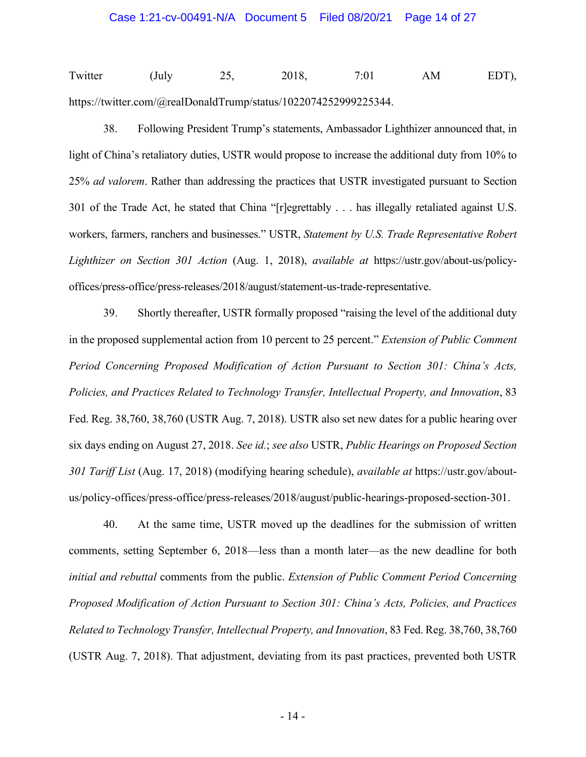Twitter (July 25, 2018, 7:01 AM EDT), https://twitter.com/@realDonaldTrump/status/1022074252999225344.

38. Following President Trump's statements, Ambassador Lighthizer announced that, in light of China's retaliatory duties, USTR would propose to increase the additional duty from 10% to 25% *ad valorem*. Rather than addressing the practices that USTR investigated pursuant to Section 301 of the Trade Act, he stated that China "[r]egrettably . . . has illegally retaliated against U.S. workers, farmers, ranchers and businesses." USTR, *Statement by U.S. Trade Representative Robert Lighthizer on Section 301 Action* (Aug. 1, 2018), *available at* https://ustr.gov/about-us/policy-offices/press-office/press-releases/2018/august/statement-us-trade-representative.

39. Shortly thereafter, USTR formally proposed "raising the level of the additional duty in the proposed supplemental action from 10 percent to 25 percent." *Extension of Public Comment Period Concerning Proposed Modification of Action Pursuant to Section 301: China's Acts, Policies, and Practices Related to Technology Transfer, Intellectual Property, and Innovation*, 83 Fed. Reg. 38,760, 38,760 (USTR Aug. 7, 2018). USTR also set new dates for a public hearing over six days ending on August 27, 2018. *See id.*; *see also* USTR, *Public Hearings on Proposed Section 301 Tariff List* (Aug. 17, 2018) (modifying hearing schedule), *available at* https://ustr.gov/about-us/policy-offices/press-office/press-releases/2018/august/public-hearings-proposed-section-301.

40. At the same time, USTR moved up the deadlines for the submission of written comments, setting September 6, 2018—less than a month later—as the new deadline for both *initial and rebuttal* comments from the public. *Extension of Public Comment Period Concerning Proposed Modification of Action Pursuant to Section 301: China's Acts, Policies, and Practices Related to Technology Transfer, Intellectual Property, and Innovation*, 83 Fed. Reg. 38,760, 38,760 (USTR Aug. 7, 2018). That adjustment, deviating from its past practices, prevented both USTR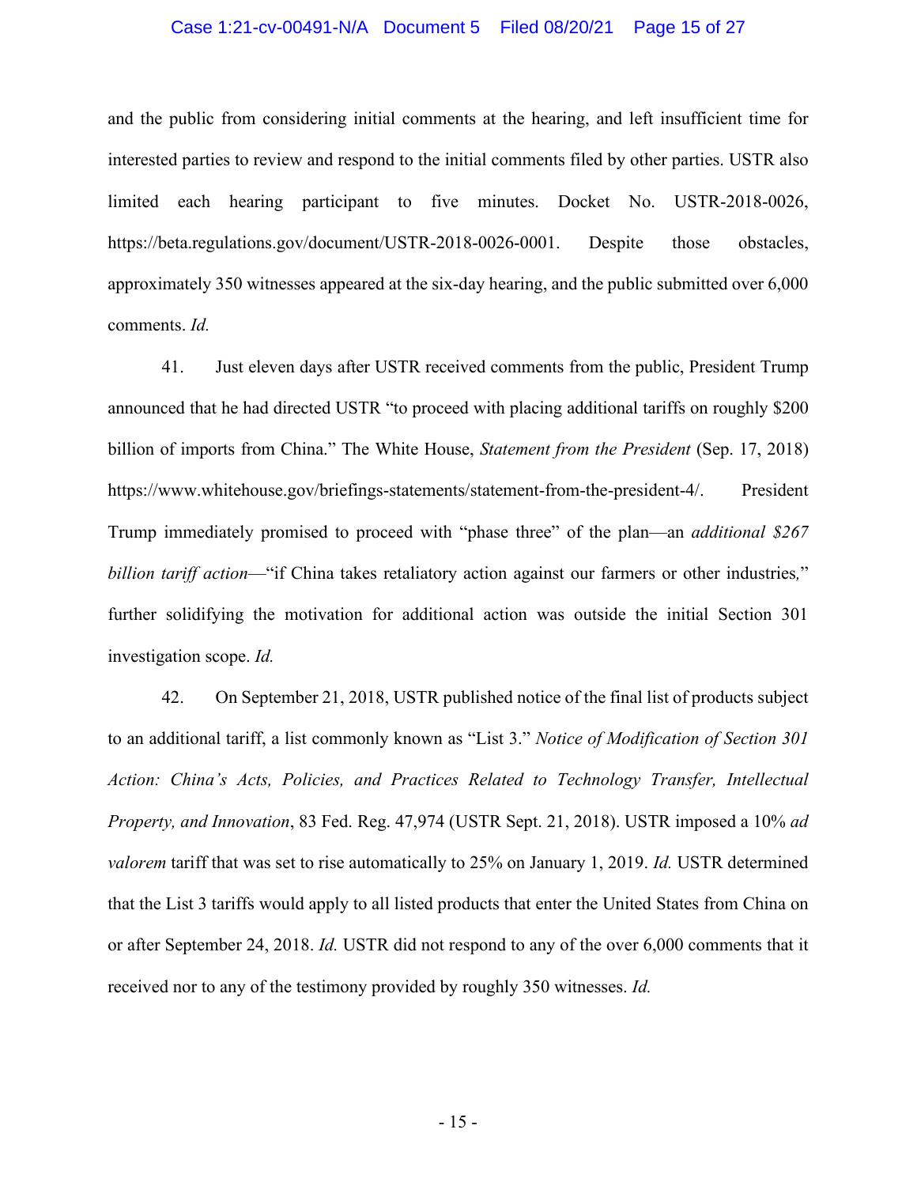and the public from considering initial comments at the hearing, and left insufficient time for interested parties to review and respond to the initial comments filed by other parties. USTR also limited each hearing participant to five minutes. Docket No. USTR-2018-0026, https://beta.regulations.gov/document/USTR-2018-0026-0001. Despite those obstacles, approximately 350 witnesses appeared at the six-day hearing, and the public submitted over 6,000 comments. *Id.*

41. Just eleven days after USTR received comments from the public, President Trump announced that he had directed USTR "to proceed with placing additional tariffs on roughly $200 billion of imports from China." The White House, *Statement from the President* (Sep. 17, 2018) https://www.whitehouse.gov/briefings-statements/statement-from-the-president-4/. President Trump immediately promised to proceed with "phase three" of the plan—an *additional $267 billion tariff action*—"if China takes retaliatory action against our farmers or other industries," further solidifying the motivation for additional action was outside the initial Section 301 investigation scope. *Id.*

42. On September 21, 2018, USTR published notice of the final list of products subject to an additional tariff, a list commonly known as "List 3." *Notice of Modification of Section 301 Action: China's Acts, Policies, and Practices Related to Technology Transfer, Intellectual Property, and Innovation*, 83 Fed. Reg. 47,974 (USTR Sept. 21, 2018). USTR imposed a 10% *ad valorem* tariff that was set to rise automatically to 25% on January 1, 2019. *Id.* USTR determined that the List 3 tariffs would apply to all listed products that enter the United States from China on or after September 24, 2018. *Id.* USTR did not respond to any of the over 6,000 comments that it received nor to any of the testimony provided by roughly 350 witnesses. *Id.*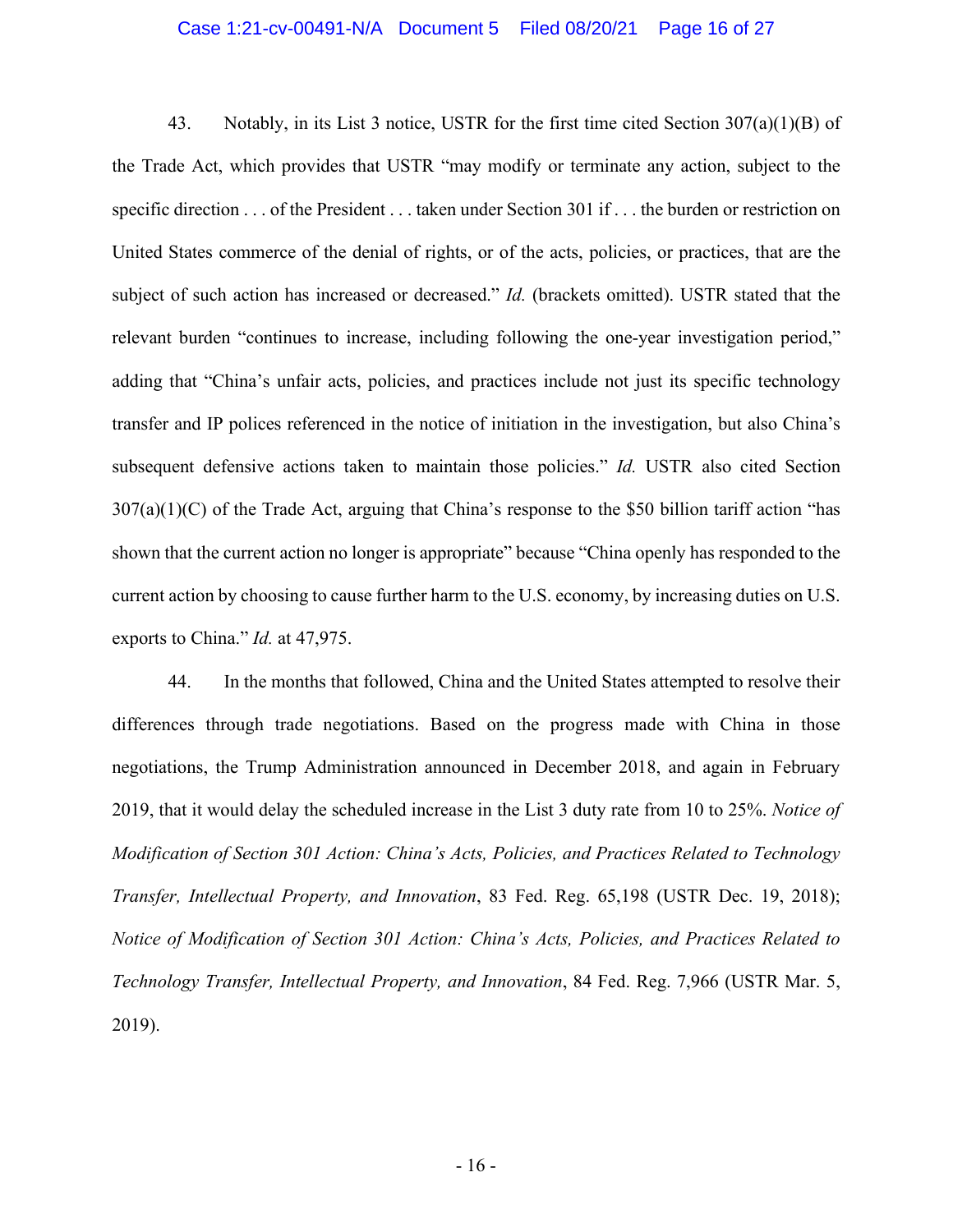43. Notably, in its List 3 notice, USTR for the first time cited Section 307(a)(1)(B) of the Trade Act, which provides that USTR "may modify or terminate any action, subject to the specific direction . . . of the President . . . taken under Section 301 if . . . the burden or restriction on United States commerce of the denial of rights, or of the acts, policies, or practices, that are the subject of such action has increased or decreased." *Id.* (brackets omitted). USTR stated that the relevant burden "continues to increase, including following the one-year investigation period," adding that "China's unfair acts, policies, and practices include not just its specific technology transfer and IP polices referenced in the notice of initiation in the investigation, but also China's subsequent defensive actions taken to maintain those policies." *Id.* USTR also cited Section 307(a)(1)(C) of the Trade Act, arguing that China's response to the $50 billion tariff action "has shown that the current action no longer is appropriate" because "China openly has responded to the current action by choosing to cause further harm to the U.S. economy, by increasing duties on U.S. exports to China." *Id.* at 47,975.

44. In the months that followed, China and the United States attempted to resolve their differences through trade negotiations. Based on the progress made with China in those negotiations, the Trump Administration announced in December 2018, and again in February 2019, that it would delay the scheduled increase in the List 3 duty rate from 10 to 25%. *Notice of Modification of Section 301 Action: China's Acts, Policies, and Practices Related to Technology Transfer, Intellectual Property, and Innovation*, 83 Fed. Reg. 65,198 (USTR Dec. 19, 2018); *Notice of Modification of Section 301 Action: China's Acts, Policies, and Practices Related to Technology Transfer, Intellectual Property, and Innovation*, 84 Fed. Reg. 7,966 (USTR Mar. 5, 2019).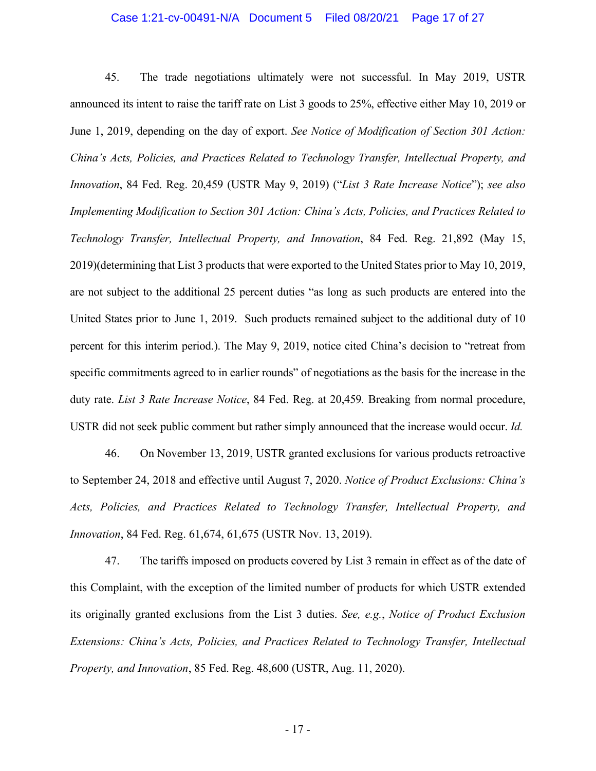45. The trade negotiations ultimately were not successful. In May 2019, USTR announced its intent to raise the tariff rate on List 3 goods to 25%, effective either May 10, 2019 or June 1, 2019, depending on the day of export. *See Notice of Modification of Section 301 Action: China's Acts, Policies, and Practices Related to Technology Transfer, Intellectual Property, and Innovation*, 84 Fed. Reg. 20,459 (USTR May 9, 2019) ("*List 3 Rate Increase Notice*"); *see also Implementing Modification to Section 301 Action: China's Acts, Policies, and Practices Related to Technology Transfer, Intellectual Property, and Innovation*, 84 Fed. Reg. 21,892 (May 15, 2019)(determining that List 3 products that were exported to the United States prior to May 10, 2019, are not subject to the additional 25 percent duties "as long as such products are entered into the United States prior to June 1, 2019. Such products remained subject to the additional duty of 10 percent for this interim period.). The May 9, 2019, notice cited China's decision to "retreat from specific commitments agreed to in earlier rounds" of negotiations as the basis for the increase in the duty rate. *List 3 Rate Increase Notice*, 84 Fed. Reg. at 20,459*.* Breaking from normal procedure, USTR did not seek public comment but rather simply announced that the increase would occur. *Id.*

46. On November 13, 2019, USTR granted exclusions for various products retroactive to September 24, 2018 and effective until August 7, 2020. *Notice of Product Exclusions: China's Acts, Policies, and Practices Related to Technology Transfer, Intellectual Property, and Innovation*, 84 Fed. Reg. 61,674, 61,675 (USTR Nov. 13, 2019).

47. The tariffs imposed on products covered by List 3 remain in effect as of the date of this Complaint, with the exception of the limited number of products for which USTR extended its originally granted exclusions from the List 3 duties. *See, e.g.*, *Notice of Product Exclusion Extensions: China's Acts, Policies, and Practices Related to Technology Transfer, Intellectual Property, and Innovation*, 85 Fed. Reg. 48,600 (USTR, Aug. 11, 2020).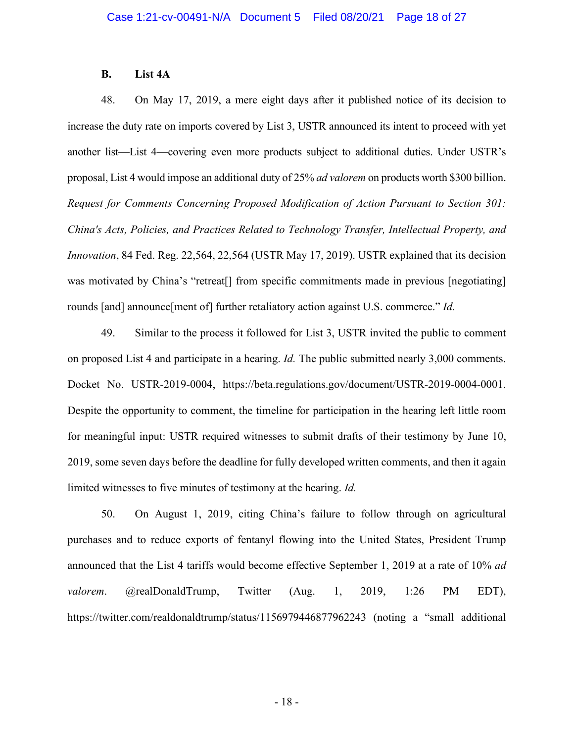### B. List 4A

48. On May 17, 2019, a mere eight days after it published notice of its decision to increase the duty rate on imports covered by List 3, USTR announced its intent to proceed with yet another list—List 4—covering even more products subject to additional duties. Under USTR's proposal, List 4 would impose an additional duty of 25% *ad valorem* on products worth $300 billion. *Request for Comments Concerning Proposed Modification of Action Pursuant to Section 301: China's Acts, Policies, and Practices Related to Technology Transfer, Intellectual Property, and Innovation*, 84 Fed. Reg. 22,564, 22,564 (USTR May 17, 2019). USTR explained that its decision was motivated by China's "retreat[] from specific commitments made in previous [negotiating] rounds [and] announce[ment of] further retaliatory action against U.S. commerce." *Id.*

49. Similar to the process it followed for List 3, USTR invited the public to comment on proposed List 4 and participate in a hearing. *Id.* The public submitted nearly 3,000 comments. Docket No. USTR-2019-0004, https://beta.regulations.gov/document/USTR-2019-0004-0001. Despite the opportunity to comment, the timeline for participation in the hearing left little room for meaningful input: USTR required witnesses to submit drafts of their testimony by June 10, 2019, some seven days before the deadline for fully developed written comments, and then it again limited witnesses to five minutes of testimony at the hearing. *Id.*

50. On August 1, 2019, citing China's failure to follow through on agricultural purchases and to reduce exports of fentanyl flowing into the United States, President Trump announced that the List 4 tariffs would become effective September 1, 2019 at a rate of 10% *ad valorem*. @realDonaldTrump, Twitter (Aug. 1, 2019, 1:26 PM EDT), https://twitter.com/realdonaldtrump/status/1156979446877962243 (noting a "small additional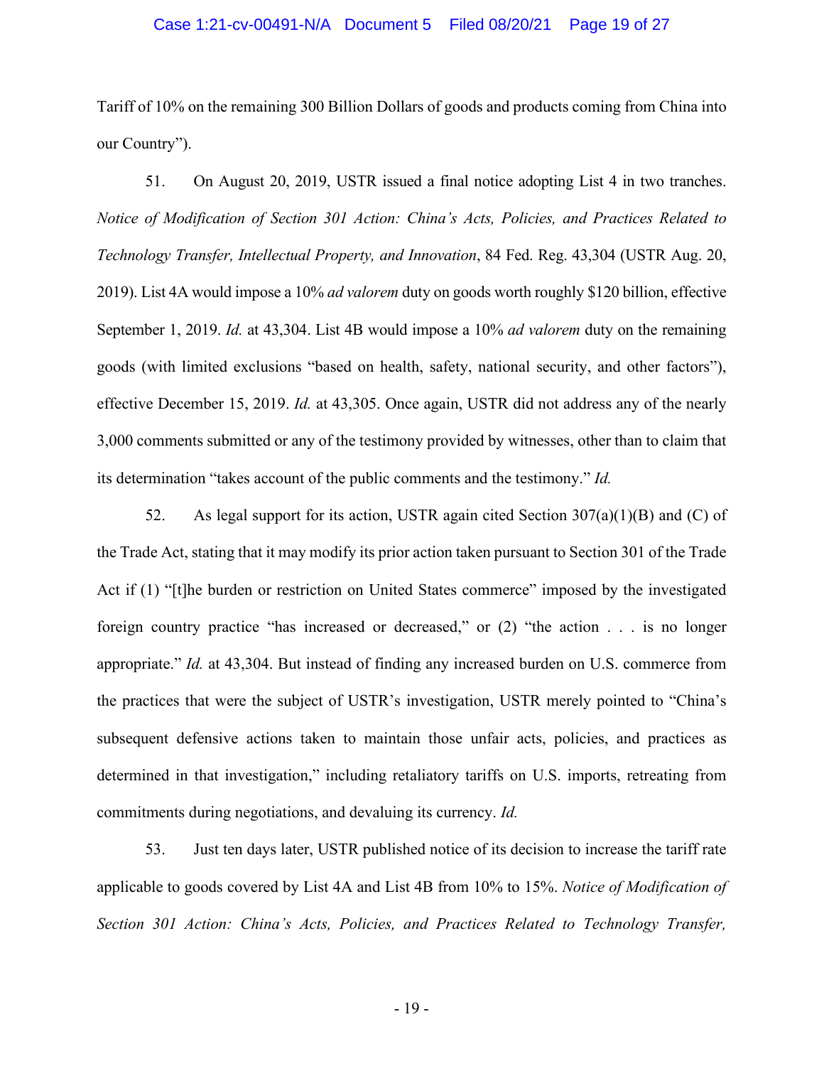Tariff of 10% on the remaining 300 Billion Dollars of goods and products coming from China into our Country").

51. On August 20, 2019, USTR issued a final notice adopting List 4 in two tranches. *Notice of Modification of Section 301 Action: China's Acts, Policies, and Practices Related to Technology Transfer, Intellectual Property, and Innovation*, 84 Fed. Reg. 43,304 (USTR Aug. 20, 2019). List 4A would impose a 10% *ad valorem* duty on goods worth roughly $120 billion, effective September 1, 2019. *Id.* at 43,304. List 4B would impose a 10% *ad valorem* duty on the remaining goods (with limited exclusions "based on health, safety, national security, and other factors"), effective December 15, 2019. *Id.* at 43,305. Once again, USTR did not address any of the nearly 3,000 comments submitted or any of the testimony provided by witnesses, other than to claim that its determination "takes account of the public comments and the testimony." *Id.*

52. As legal support for its action, USTR again cited Section 307(a)(1)(B) and (C) of the Trade Act, stating that it may modify its prior action taken pursuant to Section 301 of the Trade Act if (1) "[t]he burden or restriction on United States commerce" imposed by the investigated foreign country practice "has increased or decreased," or (2) "the action . . . is no longer appropriate." *Id.* at 43,304. But instead of finding any increased burden on U.S. commerce from the practices that were the subject of USTR's investigation, USTR merely pointed to "China's subsequent defensive actions taken to maintain those unfair acts, policies, and practices as determined in that investigation," including retaliatory tariffs on U.S. imports, retreating from commitments during negotiations, and devaluing its currency. *Id.*

53. Just ten days later, USTR published notice of its decision to increase the tariff rate applicable to goods covered by List 4A and List 4B from 10% to 15%. *Notice of Modification of Section 301 Action: China's Acts, Policies, and Practices Related to Technology Transfer,*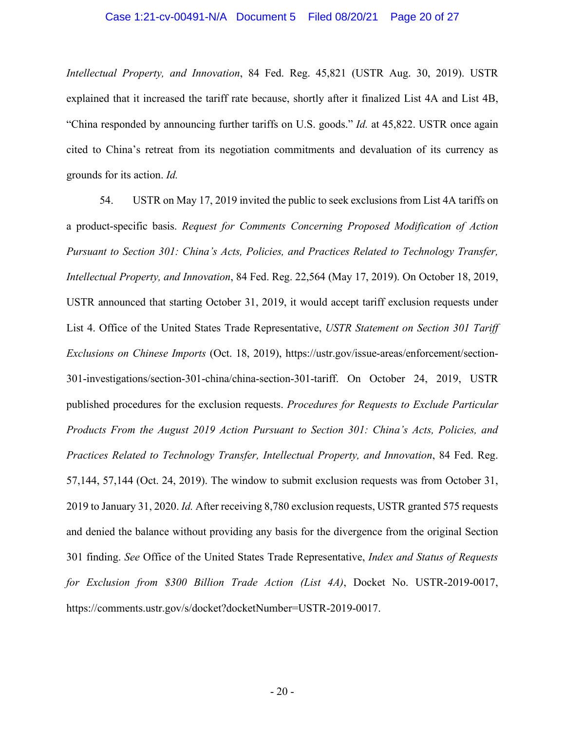*Intellectual Property, and Innovation*, 84 Fed. Reg. 45,821 (USTR Aug. 30, 2019). USTR explained that it increased the tariff rate because, shortly after it finalized List 4A and List 4B, "China responded by announcing further tariffs on U.S. goods." *Id.* at 45,822. USTR once again cited to China's retreat from its negotiation commitments and devaluation of its currency as grounds for its action. *Id.*

54. USTR on May 17, 2019 invited the public to seek exclusions from List 4A tariffs on a product-specific basis. *Request for Comments Concerning Proposed Modification of Action Pursuant to Section 301: China's Acts, Policies, and Practices Related to Technology Transfer, Intellectual Property, and Innovation*, 84 Fed. Reg. 22,564 (May 17, 2019). On October 18, 2019, USTR announced that starting October 31, 2019, it would accept tariff exclusion requests under List 4. Office of the United States Trade Representative, *USTR Statement on Section 301 Tariff Exclusions on Chinese Imports* (Oct. 18, 2019), https://ustr.gov/issue-areas/enforcement/section-301-investigations/section-301-china/china-section-301-tariff. On October 24, 2019, USTR published procedures for the exclusion requests. *Procedures for Requests to Exclude Particular Products From the August 2019 Action Pursuant to Section 301: China's Acts, Policies, and Practices Related to Technology Transfer, Intellectual Property, and Innovation*, 84 Fed. Reg. 57,144, 57,144 (Oct. 24, 2019). The window to submit exclusion requests was from October 31, 2019 to January 31, 2020. *Id.* After receiving 8,780 exclusion requests, USTR granted 575 requests and denied the balance without providing any basis for the divergence from the original Section 301 finding. *See* Office of the United States Trade Representative, *Index and Status of Requests for Exclusion from $300 Billion Trade Action (List 4A)*, Docket No. USTR-2019-0017, https://comments.ustr.gov/s/docket?docketNumber=USTR-2019-0017.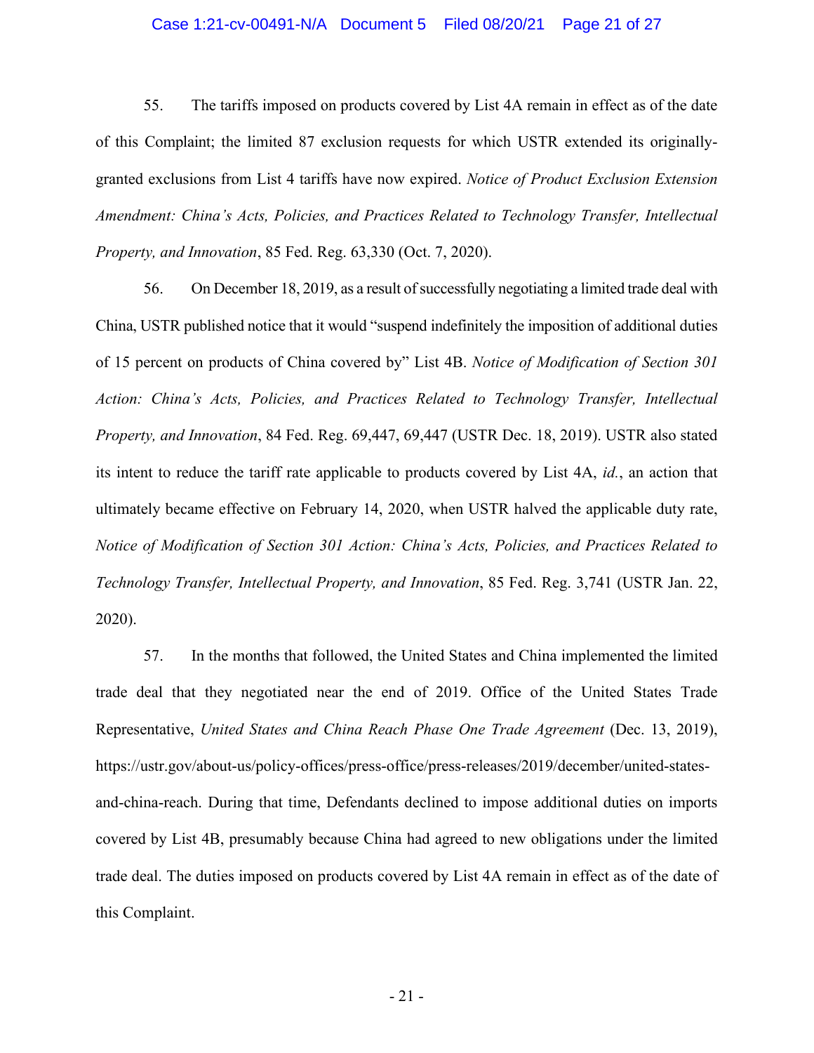55. The tariffs imposed on products covered by List 4A remain in effect as of the date of this Complaint; the limited 87 exclusion requests for which USTR extended its originally-granted exclusions from List 4 tariffs have now expired. *Notice of Product Exclusion Extension Amendment: China's Acts, Policies, and Practices Related to Technology Transfer, Intellectual Property, and Innovation*, 85 Fed. Reg. 63,330 (Oct. 7, 2020).

56. On December 18, 2019, as a result of successfully negotiating a limited trade deal with China, USTR published notice that it would "suspend indefinitely the imposition of additional duties of 15 percent on products of China covered by" List 4B. *Notice of Modification of Section 301 Action: China's Acts, Policies, and Practices Related to Technology Transfer, Intellectual Property, and Innovation*, 84 Fed. Reg. 69,447, 69,447 (USTR Dec. 18, 2019). USTR also stated its intent to reduce the tariff rate applicable to products covered by List 4A, *id.*, an action that ultimately became effective on February 14, 2020, when USTR halved the applicable duty rate, *Notice of Modification of Section 301 Action: China's Acts, Policies, and Practices Related to Technology Transfer, Intellectual Property, and Innovation*, 85 Fed. Reg. 3,741 (USTR Jan. 22, 2020).

57. In the months that followed, the United States and China implemented the limited trade deal that they negotiated near the end of 2019. Office of the United States Trade Representative, *United States and China Reach Phase One Trade Agreement* (Dec. 13, 2019), https://ustr.gov/about-us/policy-offices/press-office/press-releases/2019/december/united-states-and-china-reach. During that time, Defendants declined to impose additional duties on imports covered by List 4B, presumably because China had agreed to new obligations under the limited trade deal. The duties imposed on products covered by List 4A remain in effect as of the date of this Complaint.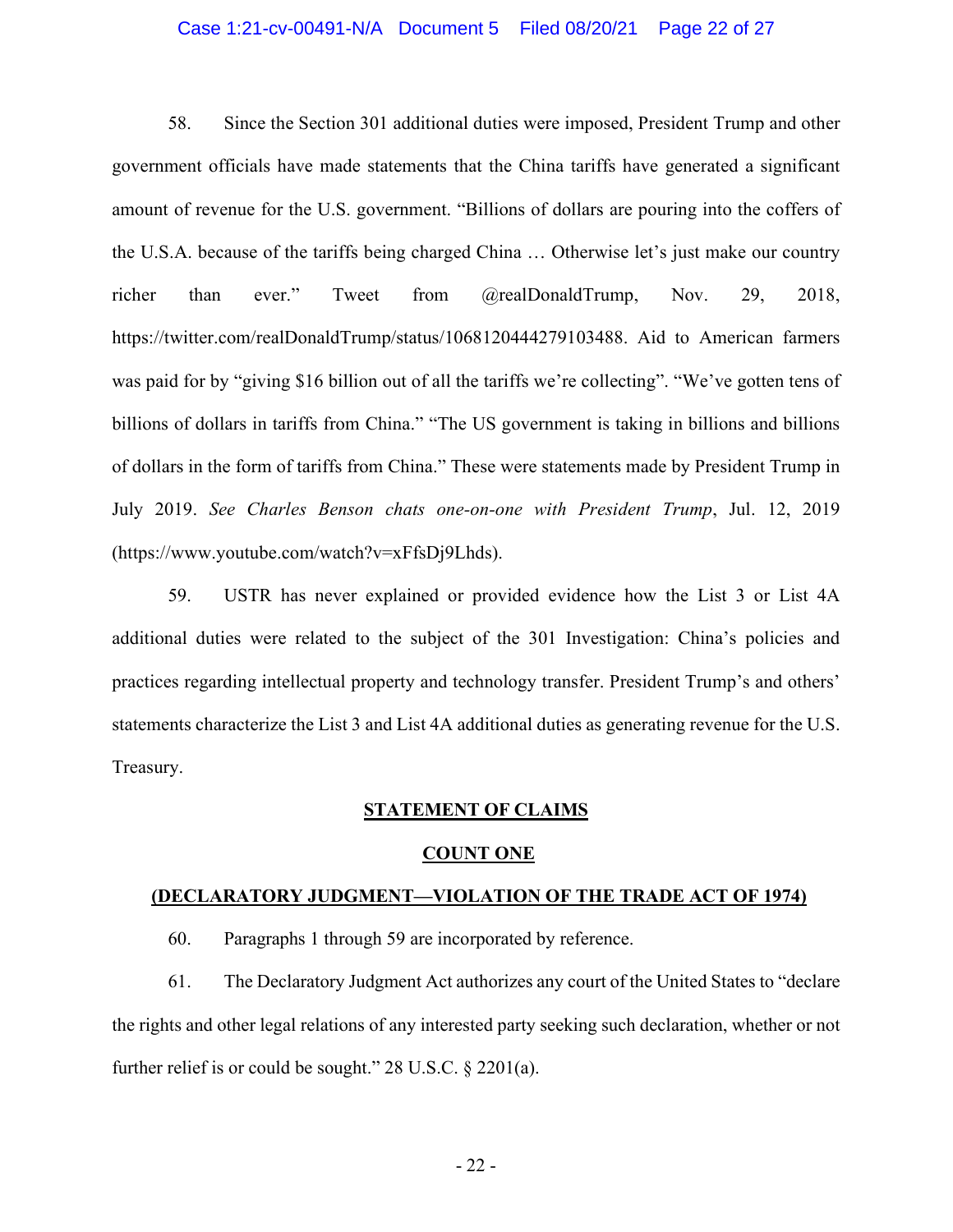58. Since the Section 301 additional duties were imposed, President Trump and other government officials have made statements that the China tariffs have generated a significant amount of revenue for the U.S. government. "Billions of dollars are pouring into the coffers of the U.S.A. because of the tariffs being charged China … Otherwise let's just make our country richer than ever." Tweet from @realDonaldTrump, Nov. 29, 2018, https://twitter.com/realDonaldTrump/status/1068120444279103488. Aid to American farmers was paid for by "giving $16 billion out of all the tariffs we're collecting". "We've gotten tens of billions of dollars in tariffs from China." "The US government is taking in billions and billions of dollars in the form of tariffs from China." These were statements made by President Trump in July 2019. *See Charles Benson chats one-on-one with President Trump*, Jul. 12, 2019 (https://www.youtube.com/watch?v=xFfsDj9Lhds).

59. USTR has never explained or provided evidence how the List 3 or List 4A additional duties were related to the subject of the 301 Investigation: China's policies and practices regarding intellectual property and technology transfer. President Trump's and others' statements characterize the List 3 and List 4A additional duties as generating revenue for the U.S. Treasury.

## STATEMENT OF CLAIMS

### COUNT ONE

### (DECLARATORY JUDGMENT—VIOLATION OF THE TRADE ACT OF 1974)

60. Paragraphs 1 through 59 are incorporated by reference.

61. The Declaratory Judgment Act authorizes any court of the United States to "declare the rights and other legal relations of any interested party seeking such declaration, whether or not further relief is or could be sought." 28 U.S.C. § 2201(a).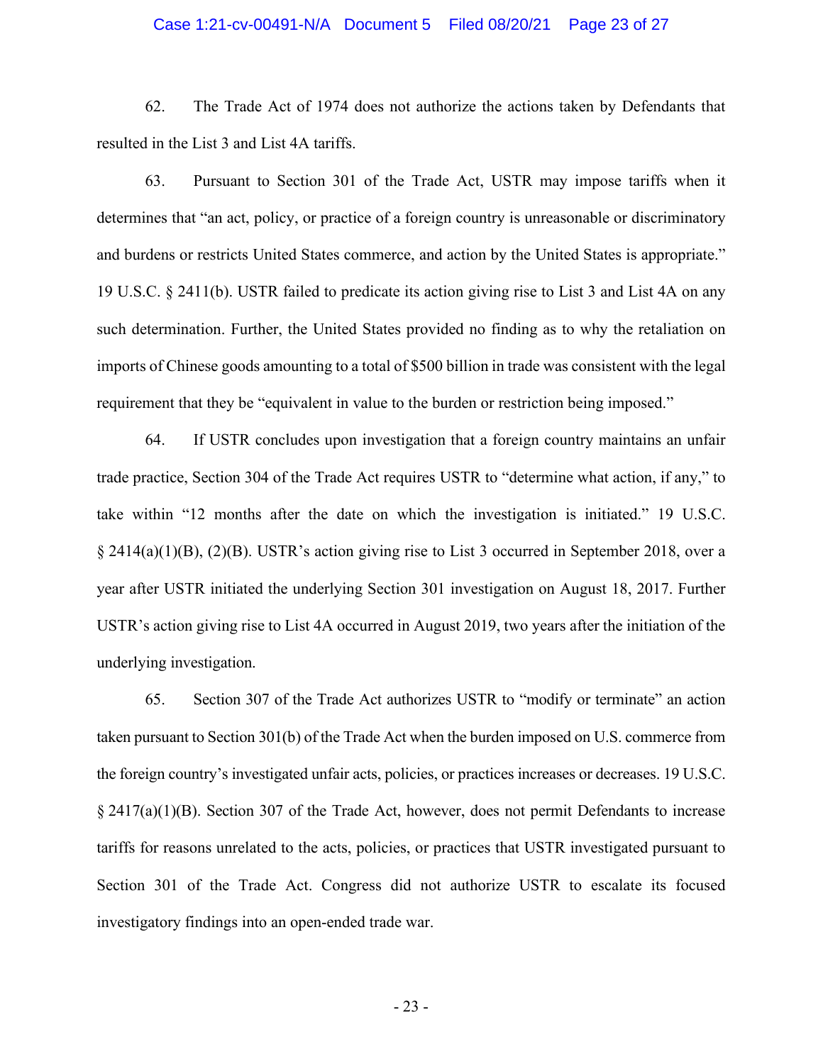62. The Trade Act of 1974 does not authorize the actions taken by Defendants that resulted in the List 3 and List 4A tariffs.

63. Pursuant to Section 301 of the Trade Act, USTR may impose tariffs when it determines that "an act, policy, or practice of a foreign country is unreasonable or discriminatory and burdens or restricts United States commerce, and action by the United States is appropriate." 19 U.S.C. § 2411(b). USTR failed to predicate its action giving rise to List 3 and List 4A on any such determination. Further, the United States provided no finding as to why the retaliation on imports of Chinese goods amounting to a total of $500 billion in trade was consistent with the legal requirement that they be "equivalent in value to the burden or restriction being imposed."

64. If USTR concludes upon investigation that a foreign country maintains an unfair trade practice, Section 304 of the Trade Act requires USTR to "determine what action, if any," to take within "12 months after the date on which the investigation is initiated." 19 U.S.C. § 2414(a)(1)(B), (2)(B). USTR's action giving rise to List 3 occurred in September 2018, over a year after USTR initiated the underlying Section 301 investigation on August 18, 2017. Further USTR's action giving rise to List 4A occurred in August 2019, two years after the initiation of the underlying investigation.

65. Section 307 of the Trade Act authorizes USTR to "modify or terminate" an action taken pursuant to Section 301(b) of the Trade Act when the burden imposed on U.S. commerce from the foreign country's investigated unfair acts, policies, or practices increases or decreases. 19 U.S.C. § 2417(a)(1)(B). Section 307 of the Trade Act, however, does not permit Defendants to increase tariffs for reasons unrelated to the acts, policies, or practices that USTR investigated pursuant to Section 301 of the Trade Act. Congress did not authorize USTR to escalate its focused investigatory findings into an open-ended trade war.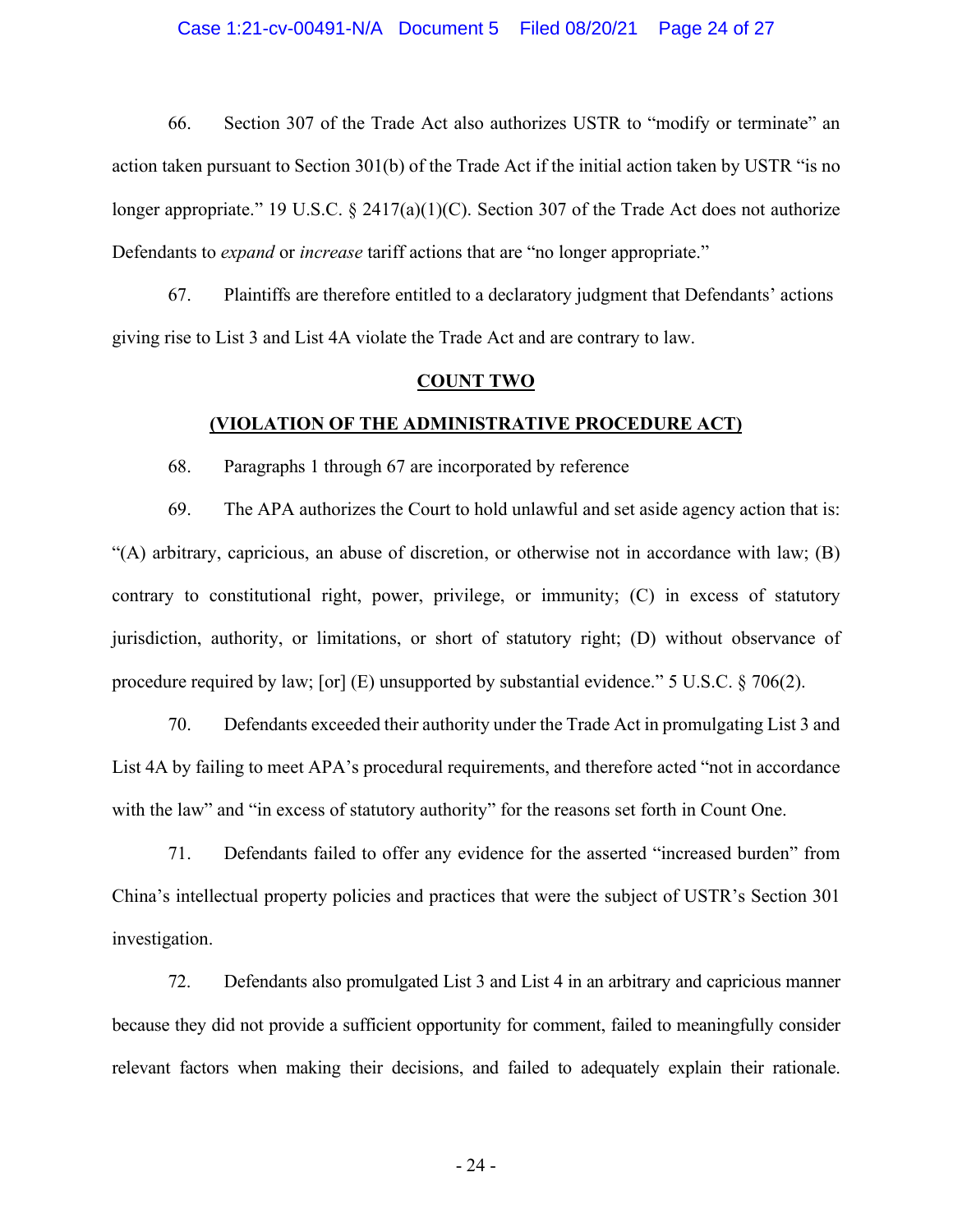66. Section 307 of the Trade Act also authorizes USTR to "modify or terminate" an action taken pursuant to Section 301(b) of the Trade Act if the initial action taken by USTR "is no longer appropriate." 19 U.S.C. § 2417(a)(1)(C). Section 307 of the Trade Act does not authorize Defendants to *expand* or *increase* tariff actions that are "no longer appropriate."

67. Plaintiffs are therefore entitled to a declaratory judgment that Defendants' actions giving rise to List 3 and List 4A violate the Trade Act and are contrary to law.

**COUNT TWO**

**(VIOLATION OF THE ADMINISTRATIVE PROCEDURE ACT)**

68. Paragraphs 1 through 67 are incorporated by reference

69. The APA authorizes the Court to hold unlawful and set aside agency action that is: "(A) arbitrary, capricious, an abuse of discretion, or otherwise not in accordance with law; (B) contrary to constitutional right, power, privilege, or immunity; (C) in excess of statutory jurisdiction, authority, or limitations, or short of statutory right; (D) without observance of procedure required by law; [or] (E) unsupported by substantial evidence." 5 U.S.C. § 706(2).

70. Defendants exceeded their authority under the Trade Act in promulgating List 3 and List 4A by failing to meet APA's procedural requirements, and therefore acted "not in accordance with the law" and "in excess of statutory authority" for the reasons set forth in Count One.

71. Defendants failed to offer any evidence for the asserted "increased burden" from China's intellectual property policies and practices that were the subject of USTR's Section 301 investigation.

72. Defendants also promulgated List 3 and List 4 in an arbitrary and capricious manner because they did not provide a sufficient opportunity for comment, failed to meaningfully consider relevant factors when making their decisions, and failed to adequately explain their rationale.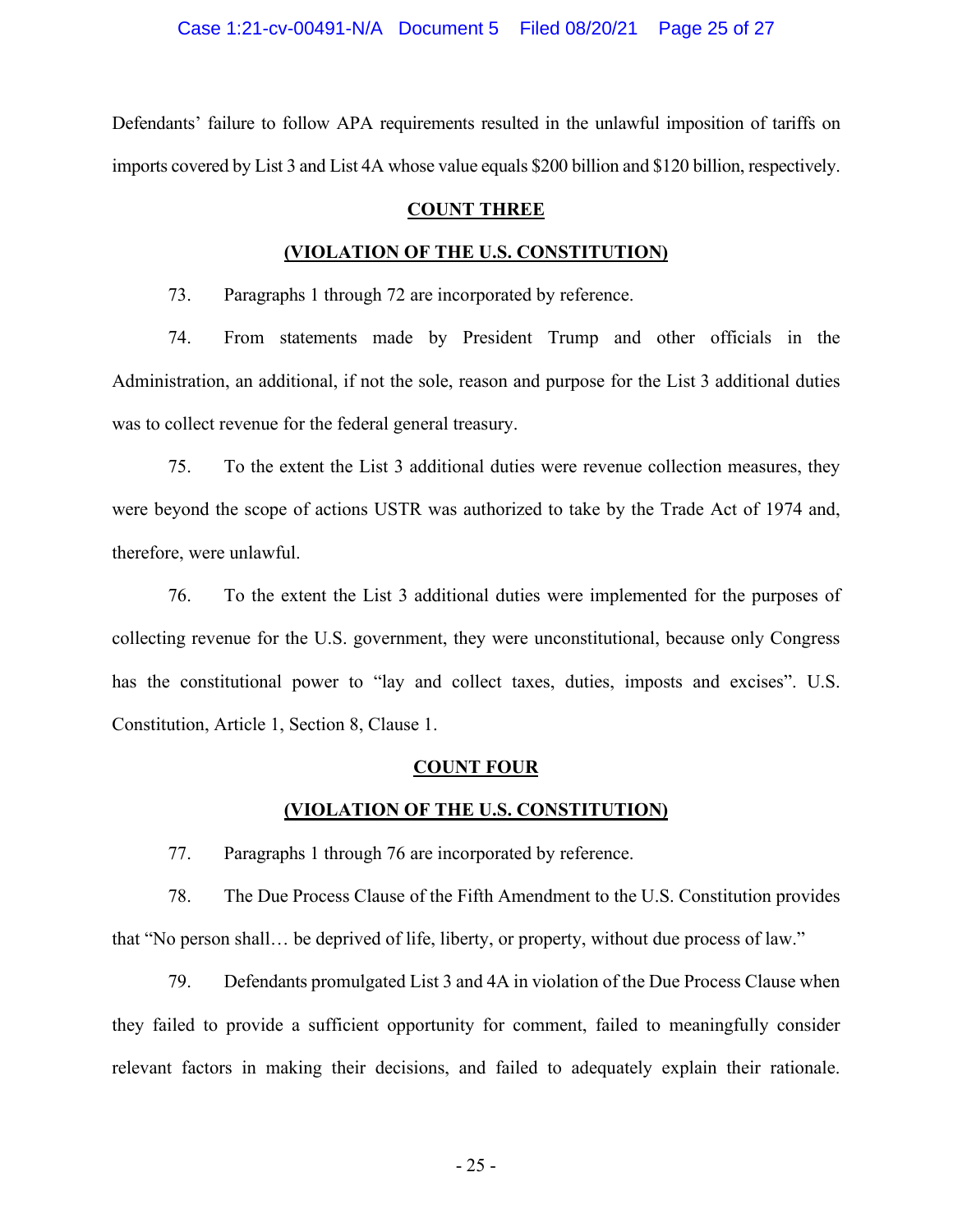Defendants' failure to follow APA requirements resulted in the unlawful imposition of tariffs on imports covered by List 3 and List 4A whose value equals $200 billion and $120 billion, respectively.

## COUNT THREE

## (VIOLATION OF THE U.S. CONSTITUTION)

73. Paragraphs 1 through 72 are incorporated by reference.

74. From statements made by President Trump and other officials in the Administration, an additional, if not the sole, reason and purpose for the List 3 additional duties was to collect revenue for the federal general treasury.

75. To the extent the List 3 additional duties were revenue collection measures, they were beyond the scope of actions USTR was authorized to take by the Trade Act of 1974 and, therefore, were unlawful.

76. To the extent the List 3 additional duties were implemented for the purposes of collecting revenue for the U.S. government, they were unconstitutional, because only Congress has the constitutional power to "lay and collect taxes, duties, imposts and excises". U.S. Constitution, Article 1, Section 8, Clause 1.

## COUNT FOUR

## (VIOLATION OF THE U.S. CONSTITUTION)

77. Paragraphs 1 through 76 are incorporated by reference.

78. The Due Process Clause of the Fifth Amendment to the U.S. Constitution provides that "No person shall… be deprived of life, liberty, or property, without due process of law."

79. Defendants promulgated List 3 and 4A in violation of the Due Process Clause when they failed to provide a sufficient opportunity for comment, failed to meaningfully consider relevant factors in making their decisions, and failed to adequately explain their rationale.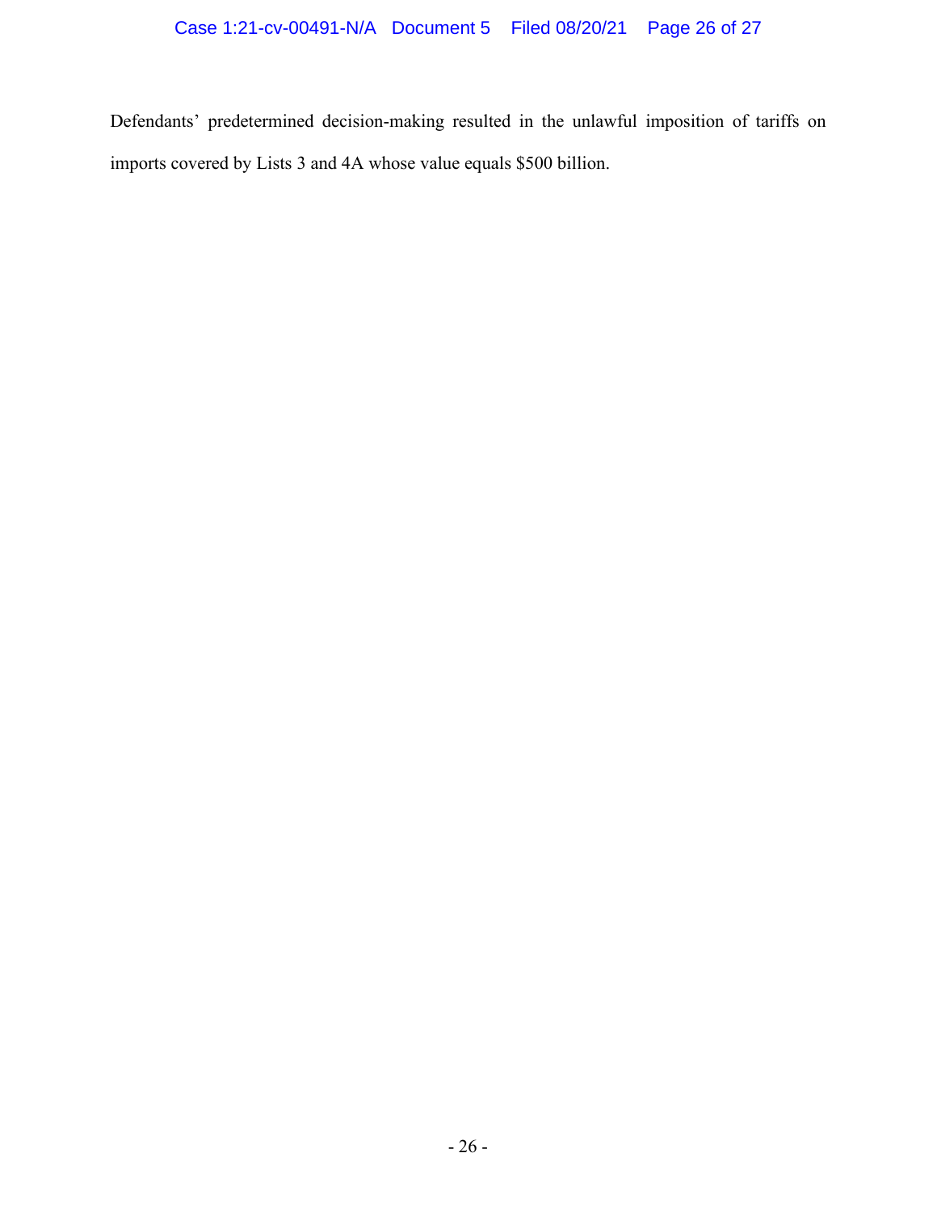Defendants' predetermined decision-making resulted in the unlawful imposition of tariffs on imports covered by Lists 3 and 4A whose value equals $500 billion.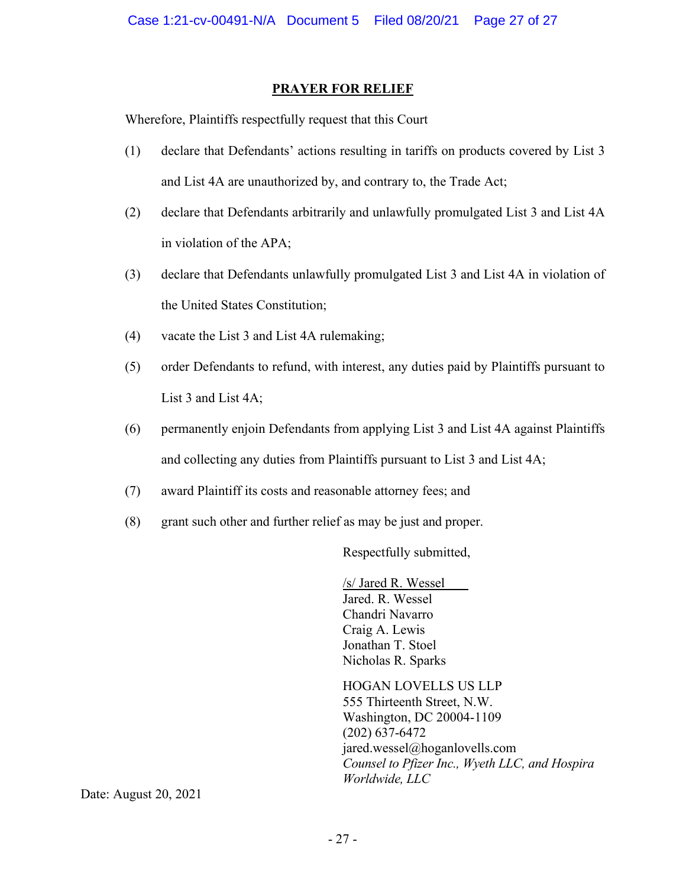## PRAYER FOR RELIEF

Wherefore, Plaintiffs respectfully request that this Court

(1) declare that Defendants' actions resulting in tariffs on products covered by List 3 and List 4A are unauthorized by, and contrary to, the Trade Act;

(2) declare that Defendants arbitrarily and unlawfully promulgated List 3 and List 4A in violation of the APA;

(3) declare that Defendants unlawfully promulgated List 3 and List 4A in violation of the United States Constitution;

(4) vacate the List 3 and List 4A rulemaking;

(5) order Defendants to refund, with interest, any duties paid by Plaintiffs pursuant to List 3 and List 4A;

(6) permanently enjoin Defendants from applying List 3 and List 4A against Plaintiffs and collecting any duties from Plaintiffs pursuant to List 3 and List 4A;

(7) award Plaintiff its costs and reasonable attorney fees; and

(8) grant such other and further relief as may be just and proper.

Respectfully submitted,

/s/ Jared R. Wessel
Jared. R. Wessel
Chandri Navarro
Craig A. Lewis
Jonathan T. Stoel
Nicholas R. Sparks

HOGAN LOVELLS US LLP
555 Thirteenth Street, N.W.
Washington, DC 20004-1109
(202) 637-6472
jared.wessel@hoganlovells.com
*Counsel to Pfizer Inc., Wyeth LLC, and Hospira Worldwide, LLC*

Date: August 20, 2021